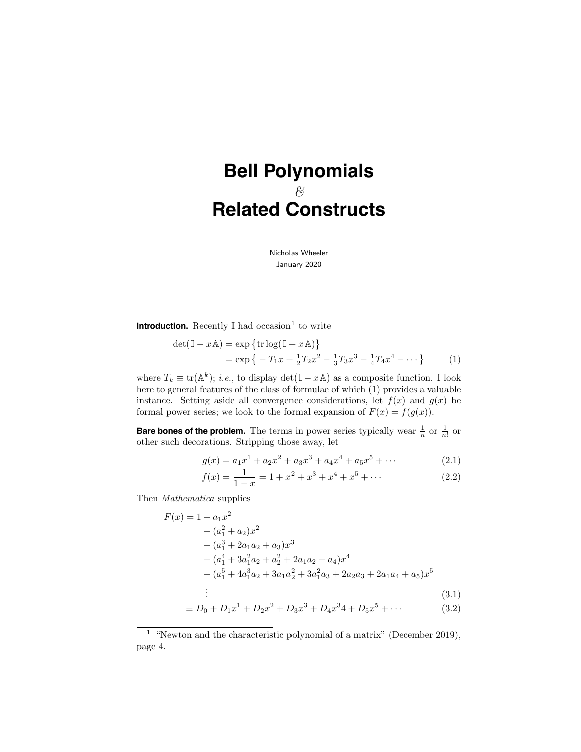# Bell Polynomials
## &
# Related Constructs

Nicholas Wheeler
January 2020

**Introduction.** Recently I had occasion[1] to write

$$
\begin{aligned}
\det(\mathbb{I} - x\mathbb{A}) &= \exp\left\{\mathrm{tr}\log(\mathbb{I} - x\mathbb{A})\right\} \\
&= \exp\left\{ -T_1 x - \tfrac{1}{2}T_2 x^2 - \tfrac{1}{3}T_3 x^3 - \tfrac{1}{4}T_4 x^4 - \cdots \right\} \qquad (1)
\end{aligned}
$$

where $T_k \equiv \mathrm{tr}(\mathbb{A}^k)$; *i.e.*, to display $\det(\mathbb{I} - x\mathbb{A})$ as a composite function. I look here to general features of the class of formulae of which (1) provides a valuable instance. Setting aside all convergence considerations, let $f(x)$ and $g(x)$ be formal power series; we look to the formal expansion of $F(x) = f(g(x))$.

**Bare bones of the problem.** The terms in power series typically wear $\frac{1}{n}$ or $\frac{1}{n!}$ or other such decorations. Stripping those away, let

$$
g(x) = a_1 x^1 + a_2 x^2 + a_3 x^3 + a_4 x^4 + a_5 x^5 + \cdots \qquad (2.1)
$$

$$
f(x) = \frac{1}{1-x} = 1 + x^2 + x^3 + x^4 + x^5 + \cdots \qquad (2.2)
$$

Then *Mathematica* supplies

$$
\begin{aligned}
F(x) = 1 &+ a_1 x^2 \\
&+ (a_1^2 + a_2)x^2 \\
&+ (a_1^3 + 2a_1 a_2 + a_3)x^3 \\
&+ (a_1^4 + 3a_1^2 a_2 + a_2^2 + 2a_1 a_2 + a_4)x^4 \\
&+ (a_1^5 + 4a_1^3 a_2 + 3a_1 a_2^2 + 3a_1^2 a_3 + 2a_2 a_3 + 2a_1 a_4 + a_5)x^5 \\
&\;\vdots \qquad (3.1) \\
\equiv D_0 &+ D_1 x^1 + D_2 x^2 + D_3 x^3 + D_4 x^3 4 + D_5 x^5 + \cdots \qquad (3.2)
\end{aligned}
$$

[1] "Newton and the characteristic polynomial of a matrix" (December 2019), page 4.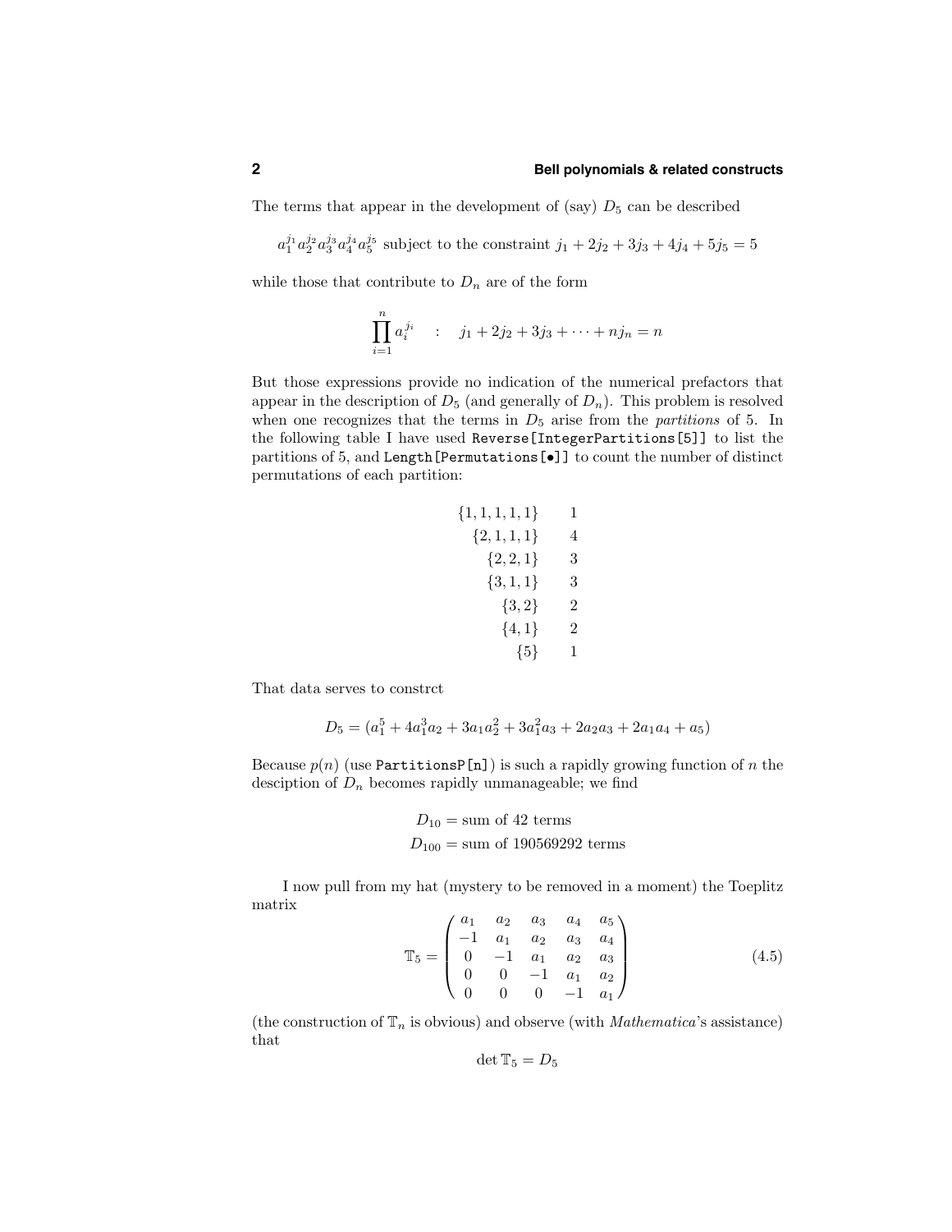The terms that appear in the development of (say) $D_5$ can be described

$$a_1^{j_1} a_2^{j_2} a_3^{j_3} a_4^{j_4} a_5^{j_5} \text{ subject to the constraint } j_1 + 2j_2 + 3j_3 + 4j_4 + 5j_5 = 5$$

while those that contribute to $D_n$ are of the form

$$\prod_{i=1}^{n} a_i^{j_i} \quad : \quad j_1 + 2j_2 + 3j_3 + \cdots + nj_n = n$$

But those expressions provide no indication of the numerical prefactors that appear in the description of $D_5$ (and generally of $D_n$). This problem is resolved when one recognizes that the terms in $D_5$ arise from the *partitions* of 5. In the following table I have used `Reverse[IntegerPartitions[5]]` to list the partitions of 5, and `Length[Permutations[•]]` to count the number of distinct permutations of each partition:

| | |
|---|---|
| $\{1,1,1,1,1\}$ | 1 |
| $\{2,1,1,1\}$ | 4 |
| $\{2,2,1\}$ | 3 |
| $\{3,1,1\}$ | 3 |
| $\{3,2\}$ | 2 |
| $\{4,1\}$ | 2 |
| $\{5\}$ | 1 |

That data serves to constrct

$$D_5 = (a_1^5 + 4a_1^3 a_2 + 3a_1 a_2^2 + 3a_1^2 a_3 + 2a_2 a_3 + 2a_1 a_4 + a_5)$$

Because $p(n)$ (use `PartitionsP[n]`) is such a rapidly growing function of $n$ the desciption of $D_n$ becomes rapidly unmanageable; we find

$$D_{10} = \text{sum of 42 terms}$$
$$D_{100} = \text{sum of 190569292 terms}$$

I now pull from my hat (mystery to be removed in a moment) the Toeplitz matrix

$$\mathbb{T}_5 = \begin{pmatrix} a_1 & a_2 & a_3 & a_4 & a_5 \\ -1 & a_1 & a_2 & a_3 & a_4 \\ 0 & -1 & a_1 & a_2 & a_3 \\ 0 & 0 & -1 & a_1 & a_2 \\ 0 & 0 & 0 & -1 & a_1 \end{pmatrix} \tag{4.5}$$

(the construction of $\mathbb{T}_n$ is obvious) and observe (with *Mathematica*'s assistance) that

$$\det \mathbb{T}_5 = D_5$$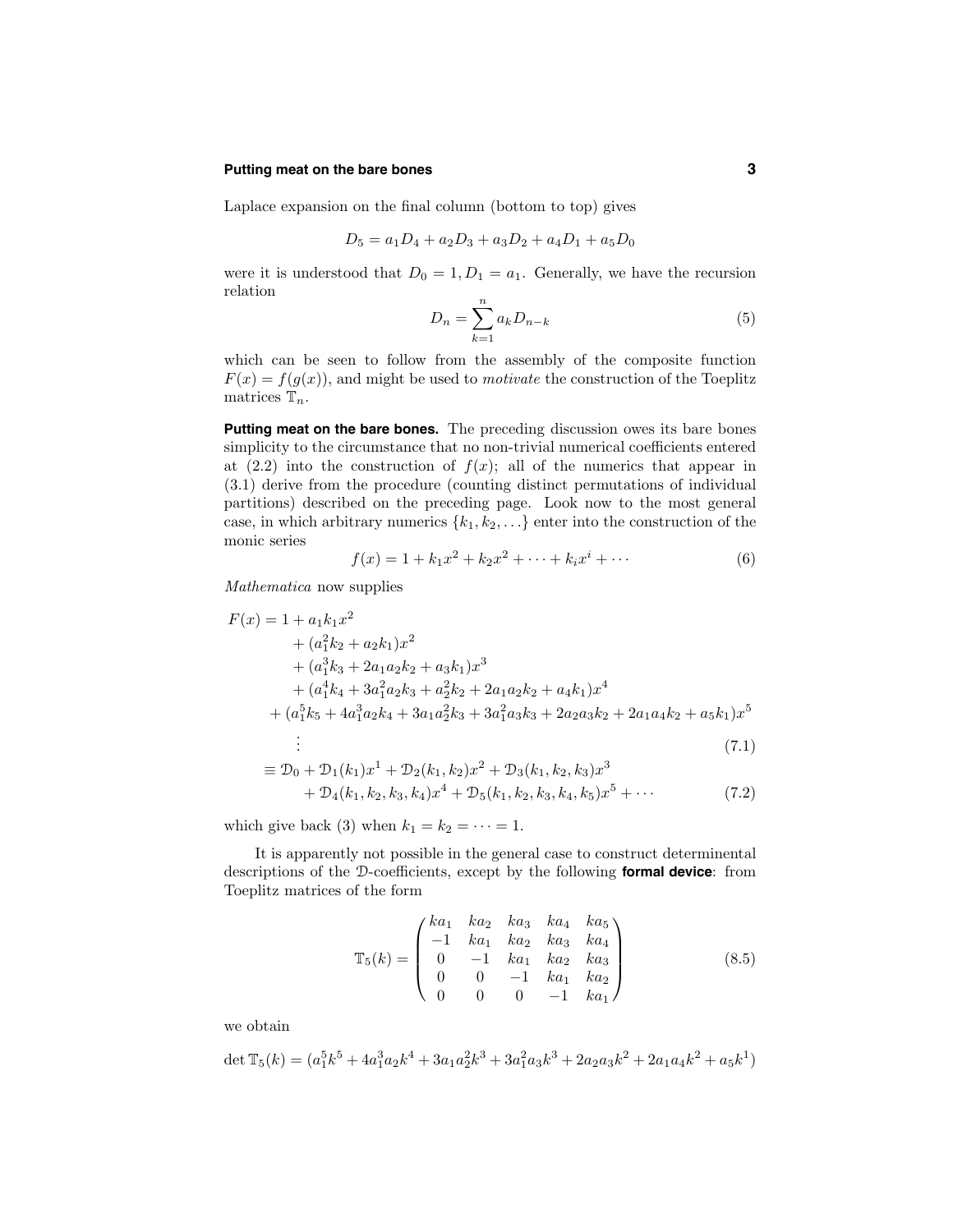Laplace expansion on the final column (bottom to top) gives

$$D_5 = a_1 D_4 + a_2 D_3 + a_3 D_2 + a_4 D_1 + a_5 D_0$$

were it is understood that $D_0 = 1, D_1 = a_1$. Generally, we have the recursion relation

$$D_n = \sum_{k=1}^{n} a_k D_{n-k} \tag{5}$$

which can be seen to follow from the assembly of the composite function $F(x) = f(g(x))$, and might be used to *motivate* the construction of the Toeplitz matrices $\mathbb{T}_n$.

**Putting meat on the bare bones.** The preceding discussion owes its bare bones simplicity to the circumstance that no non-trivial numerical coefficients entered at (2.2) into the construction of $f(x)$; all of the numerics that appear in (3.1) derive from the procedure (counting distinct permutations of individual partitions) described on the preceding page. Look now to the most general case, in which arbitrary numerics $\{k_1, k_2, \ldots\}$ enter into the construction of the monic series

$$f(x) = 1 + k_1 x^2 + k_2 x^2 + \cdots + k_i x^i + \cdots \tag{6}$$

*Mathematica* now supplies

$$\begin{aligned}
F(x) = 1 &+ a_1 k_1 x^2 \\
&+ (a_1^2 k_2 + a_2 k_1) x^2 \\
&+ (a_1^3 k_3 + 2a_1 a_2 k_2 + a_3 k_1) x^3 \\
&+ (a_1^4 k_4 + 3a_1^2 a_2 k_3 + a_2^2 k_2 + 2a_1 a_2 k_2 + a_4 k_1) x^4 \\
&+ (a_1^5 k_5 + 4a_1^3 a_2 k_4 + 3a_1 a_2^2 k_3 + 3a_1^2 a_3 k_3 + 2a_2 a_3 k_2 + 2a_1 a_4 k_2 + a_5 k_1) x^5 \\
&\;\vdots
\end{aligned} \tag{7.1}$$

$$\begin{aligned}
&\equiv \mathcal{D}_0 + \mathcal{D}_1(k_1) x^1 + \mathcal{D}_2(k_1, k_2) x^2 + \mathcal{D}_3(k_1, k_2, k_3) x^3 \\
&\quad + \mathcal{D}_4(k_1, k_2, k_3, k_4) x^4 + \mathcal{D}_5(k_1, k_2, k_3, k_4, k_5) x^5 + \cdots
\end{aligned} \tag{7.2}$$

which give back (3) when $k_1 = k_2 = \cdots = 1$.

It is apparently not possible in the general case to construct determinental descriptions of the $\mathcal{D}$-coefficients, except by the following **formal device**: from Toeplitz matrices of the form

$$\mathbb{T}_5(k) = \begin{pmatrix} ka_1 & ka_2 & ka_3 & ka_4 & ka_5 \\ -1 & ka_1 & ka_2 & ka_3 & ka_4 \\ 0 & -1 & ka_1 & ka_2 & ka_3 \\ 0 & 0 & -1 & ka_1 & ka_2 \\ 0 & 0 & 0 & -1 & ka_1 \end{pmatrix} \tag{8.5}$$

we obtain

$$\det \mathbb{T}_5(k) = (a_1^5 k^5 + 4a_1^3 a_2 k^4 + 3a_1 a_2^2 k^3 + 3a_1^2 a_3 k^3 + 2a_2 a_3 k^2 + 2a_1 a_4 k^2 + a_5 k^1)$$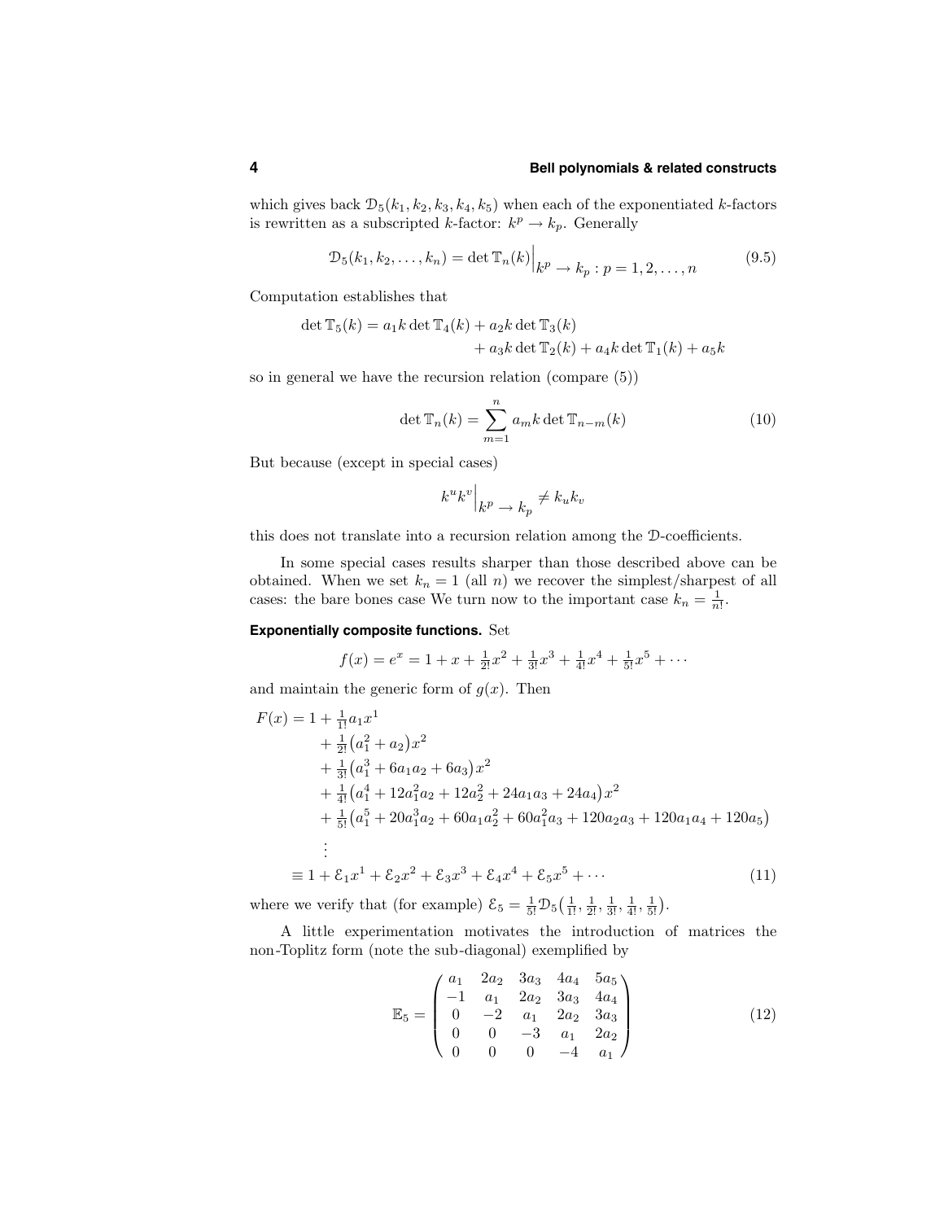which gives back $\mathcal{D}_5(k_1, k_2, k_3, k_4, k_5)$ when each of the exponentiated $k$-factors is rewritten as a subscripted $k$-factor: $k^p \to k_p$. Generally

$$\mathcal{D}_5(k_1, k_2, \ldots, k_n) = \det \mathbb{T}_n(k)\Big|_{k^p \,\to\, k_p \,:\, p = 1, 2, \ldots, n} \tag{9.5}$$

Computation establishes that

$$\begin{aligned}\det \mathbb{T}_5(k) = a_1 k \det \mathbb{T}_4(k) &+ a_2 k \det \mathbb{T}_3(k) \\ &+ a_3 k \det \mathbb{T}_2(k) + a_4 k \det \mathbb{T}_1(k) + a_5 k\end{aligned}$$

so in general we have the recursion relation (compare (5))

$$\det \mathbb{T}_n(k) = \sum_{m=1}^{n} a_m k \det \mathbb{T}_{n-m}(k) \tag{10}$$

But because (except in special cases)

$$k^u k^v\Big|_{k^p \,\to\, k_p} \neq k_u k_v$$

this does not translate into a recursion relation among the $\mathcal{D}$-coefficients.

In some special cases results sharper than those described above can be obtained. When we set $k_n = 1$ (all $n$) we recover the simplest/sharpest of all cases: the bare bones case We turn now to the important case $k_n = \frac{1}{n!}$.

**Exponentially composite functions.** Set

$$f(x) = e^x = 1 + x + \tfrac{1}{2!}x^2 + \tfrac{1}{3!}x^3 + \tfrac{1}{4!}x^4 + \tfrac{1}{5!}x^5 + \cdots$$

and maintain the generic form of $g(x)$. Then

$$\begin{aligned}F(x) = 1 &+ \tfrac{1}{1!}a_1 x^1 \\ &+ \tfrac{1}{2!}\big(a_1^2 + a_2\big)x^2 \\ &+ \tfrac{1}{3!}\big(a_1^3 + 6a_1a_2 + 6a_3\big)x^2 \\ &+ \tfrac{1}{4!}\big(a_1^4 + 12a_1^2a_2 + 12a_2^2 + 24a_1a_3 + 24a_4\big)x^2 \\ &+ \tfrac{1}{5!}\big(a_1^5 + 20a_1^3a_2 + 60a_1a_2^2 + 60a_1^2a_3 + 120a_2a_3 + 120a_1a_4 + 120a_5\big) \\ &\;\vdots \\ \equiv 1 &+ \mathcal{E}_1 x^1 + \mathcal{E}_2 x^2 + \mathcal{E}_3 x^3 + \mathcal{E}_4 x^4 + \mathcal{E}_5 x^5 + \cdots\end{aligned} \tag{11}$$

where we verify that (for example) $\mathcal{E}_5 = \frac{1}{5!}\mathcal{D}_5\big(\frac{1}{1!}, \frac{1}{2!}, \frac{1}{3!}, \frac{1}{4!}, \frac{1}{5!}\big)$.

A little experimentation motivates the introduction of matrices the non-Toplitz form (note the sub-diagonal) exemplified by

$$\mathbb{E}_5 = \begin{pmatrix} a_1 & 2a_2 & 3a_3 & 4a_4 & 5a_5 \\ -1 & a_1 & 2a_2 & 3a_3 & 4a_4 \\ 0 & -2 & a_1 & 2a_2 & 3a_3 \\ 0 & 0 & -3 & a_1 & 2a_2 \\ 0 & 0 & 0 & -4 & a_1 \end{pmatrix} \tag{12}$$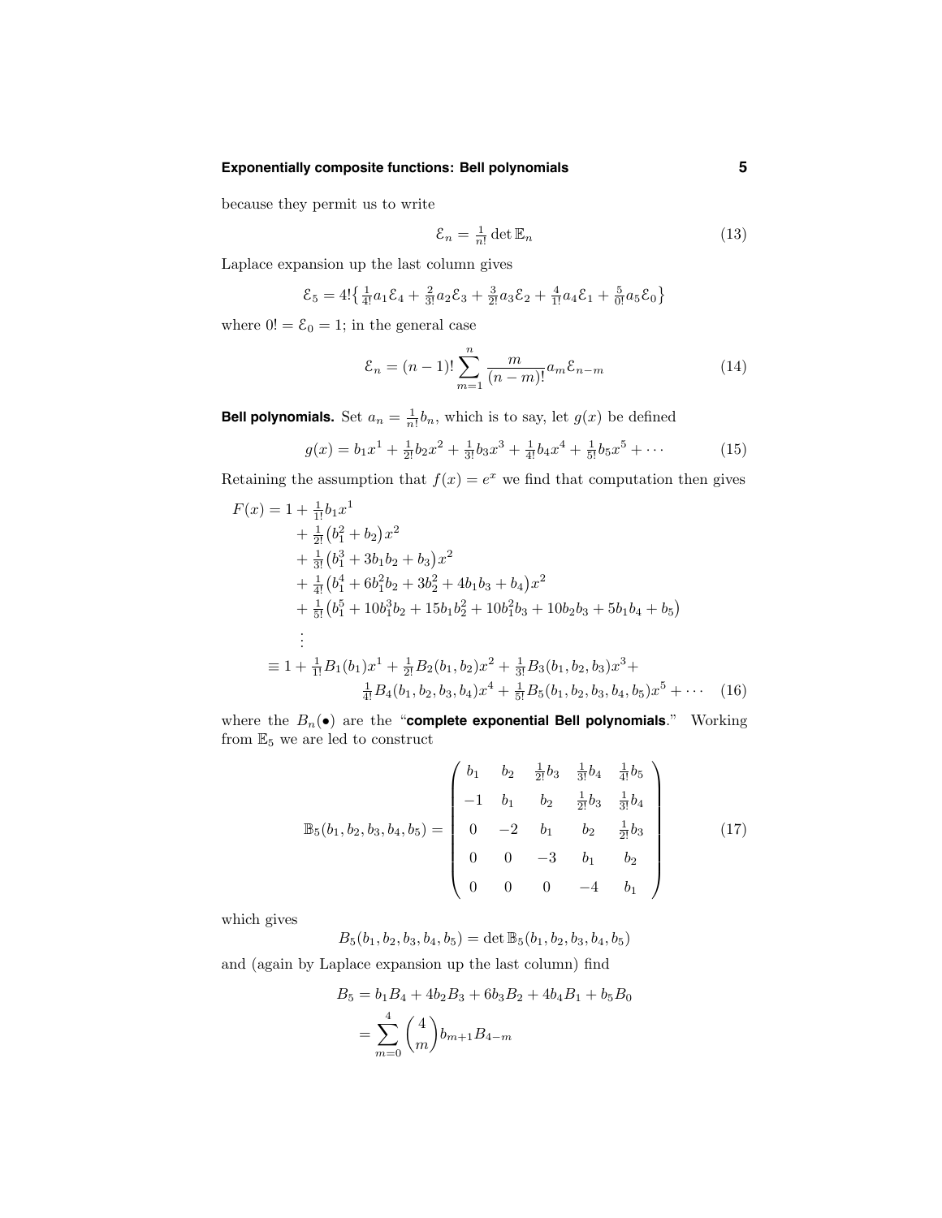because they permit us to write

$$\mathcal{E}_n = \tfrac{1}{n!}\det \mathbb{E}_n \tag{13}$$

Laplace expansion up the last column gives

$$\mathcal{E}_5 = 4!\big\{\tfrac{1}{4!}a_1\mathcal{E}_4 + \tfrac{2}{3!}a_2\mathcal{E}_3 + \tfrac{3}{2!}a_3\mathcal{E}_2 + \tfrac{4}{1!}a_4\mathcal{E}_1 + \tfrac{5}{0!}a_5\mathcal{E}_0\big\}$$

where $0! = \mathcal{E}_0 = 1$; in the general case

$$\mathcal{E}_n = (n-1)!\sum_{m=1}^{n}\frac{m}{(n-m)!}a_m\mathcal{E}_{n-m} \tag{14}$$

**Bell polynomials.** Set $a_n = \frac{1}{n!}b_n$, which is to say, let $g(x)$ be defined

$$g(x) = b_1x^1 + \tfrac{1}{2!}b_2x^2 + \tfrac{1}{3!}b_3x^3 + \tfrac{1}{4!}b_4x^4 + \tfrac{1}{5!}b_5x^5 + \cdots \tag{15}$$

Retaining the assumption that $f(x) = e^x$ we find that computation then gives

$$\begin{aligned}
F(x) = 1 &+ \tfrac{1}{1!}b_1x^1\\
&+ \tfrac{1}{2!}\big(b_1^2 + b_2\big)x^2\\
&+ \tfrac{1}{3!}\big(b_1^3 + 3b_1b_2 + b_3\big)x^2\\
&+ \tfrac{1}{4!}\big(b_1^4 + 6b_1^2b_2 + 3b_2^2 + 4b_1b_3 + b_4\big)x^2\\
&+ \tfrac{1}{5!}\big(b_1^5 + 10b_1^3b_2 + 15b_1b_2^2 + 10b_1^2b_3 + 10b_2b_3 + 5b_1b_4 + b_5\big)\\
&\;\vdots\\
\equiv 1 &+ \tfrac{1}{1!}B_1(b_1)x^1 + \tfrac{1}{2!}B_2(b_1,b_2)x^2 + \tfrac{1}{3!}B_3(b_1,b_2,b_3)x^3 +\\
&\qquad \tfrac{1}{4!}B_4(b_1,b_2,b_3,b_4)x^4 + \tfrac{1}{5!}B_5(b_1,b_2,b_3,b_4,b_5)x^5 + \cdots
\end{aligned} \tag{16}$$

where the $B_n(\bullet)$ are the "**complete exponential Bell polynomials**." Working from $\mathbb{E}_5$ we are led to construct

$$\mathbb{B}_5(b_1,b_2,b_3,b_4,b_5) = \begin{pmatrix} b_1 & b_2 & \frac{1}{2!}b_3 & \frac{1}{3!}b_4 & \frac{1}{4!}b_5\\ -1 & b_1 & b_2 & \frac{1}{2!}b_3 & \frac{1}{3!}b_4\\ 0 & -2 & b_1 & b_2 & \frac{1}{2!}b_3\\ 0 & 0 & -3 & b_1 & b_2\\ 0 & 0 & 0 & -4 & b_1 \end{pmatrix} \tag{17}$$

which gives

$$B_5(b_1,b_2,b_3,b_4,b_5) = \det\mathbb{B}_5(b_1,b_2,b_3,b_4,b_5)$$

and (again by Laplace expansion up the last column) find

$$\begin{aligned}
B_5 &= b_1B_4 + 4b_2B_3 + 6b_3B_2 + 4b_4B_1 + b_5B_0\\
&= \sum_{m=0}^{4}\binom{4}{m}b_{m+1}B_{4-m}
\end{aligned}$$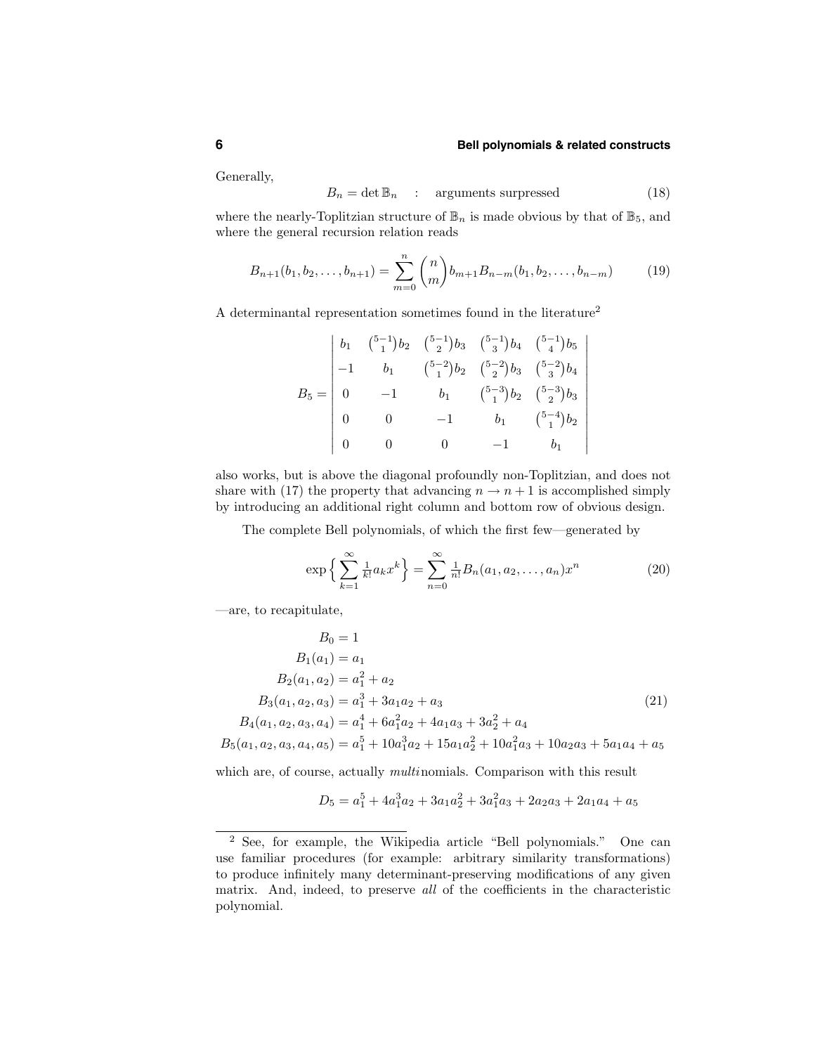Generally,

$$B_n = \det \mathbb{B}_n \quad : \quad \text{arguments surpressed} \tag{18}$$

where the nearly-Toplitzian structure of $\mathbb{B}_n$ is made obvious by that of $\mathbb{B}_5$, and where the general recursion relation reads

$$B_{n+1}(b_1, b_2, \ldots, b_{n+1}) = \sum_{m=0}^{n} \binom{n}{m} b_{m+1} B_{n-m}(b_1, b_2, \ldots, b_{n-m}) \tag{19}$$

A determinantal representation sometimes found in the literature[2]

$$B_5 = \begin{vmatrix} b_1 & \binom{5-1}{1}b_2 & \binom{5-1}{2}b_3 & \binom{5-1}{3}b_4 & \binom{5-1}{4}b_5 \\ -1 & b_1 & \binom{5-2}{1}b_2 & \binom{5-2}{2}b_3 & \binom{5-2}{3}b_4 \\ 0 & -1 & b_1 & \binom{5-3}{1}b_2 & \binom{5-3}{2}b_3 \\ 0 & 0 & -1 & b_1 & \binom{5-4}{1}b_2 \\ 0 & 0 & 0 & -1 & b_1 \end{vmatrix}$$

also works, but is above the diagonal profoundly non-Toplitzian, and does not share with (17) the property that advancing $n \to n+1$ is accomplished simply by introducing an additional right column and bottom row of obvious design.

The complete Bell polynomials, of which the first few—generated by

$$\exp\Big\{\sum_{k=1}^{\infty} \tfrac{1}{k!} a_k x^k\Big\} = \sum_{n=0}^{\infty} \tfrac{1}{n!} B_n(a_1, a_2, \ldots, a_n) x^n \tag{20}$$

—are, to recapitulate,

$$\begin{aligned} B_0 &= 1 \\ B_1(a_1) &= a_1 \\ B_2(a_1, a_2) &= a_1^2 + a_2 \\ B_3(a_1, a_2, a_3) &= a_1^3 + 3a_1a_2 + a_3 \\ B_4(a_1, a_2, a_3, a_4) &= a_1^4 + 6a_1^2a_2 + 4a_1a_3 + 3a_2^2 + a_4 \\ B_5(a_1, a_2, a_3, a_4, a_5) &= a_1^5 + 10a_1^3a_2 + 15a_1a_2^2 + 10a_1^2a_3 + 10a_2a_3 + 5a_1a_4 + a_5 \end{aligned} \tag{21}$$

which are, of course, actually *multi*nomials. Comparison with this result

$$D_5 = a_1^5 + 4a_1^3a_2 + 3a_1a_2^2 + 3a_1^2a_3 + 2a_2a_3 + 2a_1a_4 + a_5$$

---

[2] See, for example, the Wikipedia article "Bell polynomials." One can use familiar procedures (for example: arbitrary similarity transformations) to produce infinitely many determinant-preserving modifications of any given matrix. And, indeed, to preserve *all* of the coefficients in the characteristic polynomial.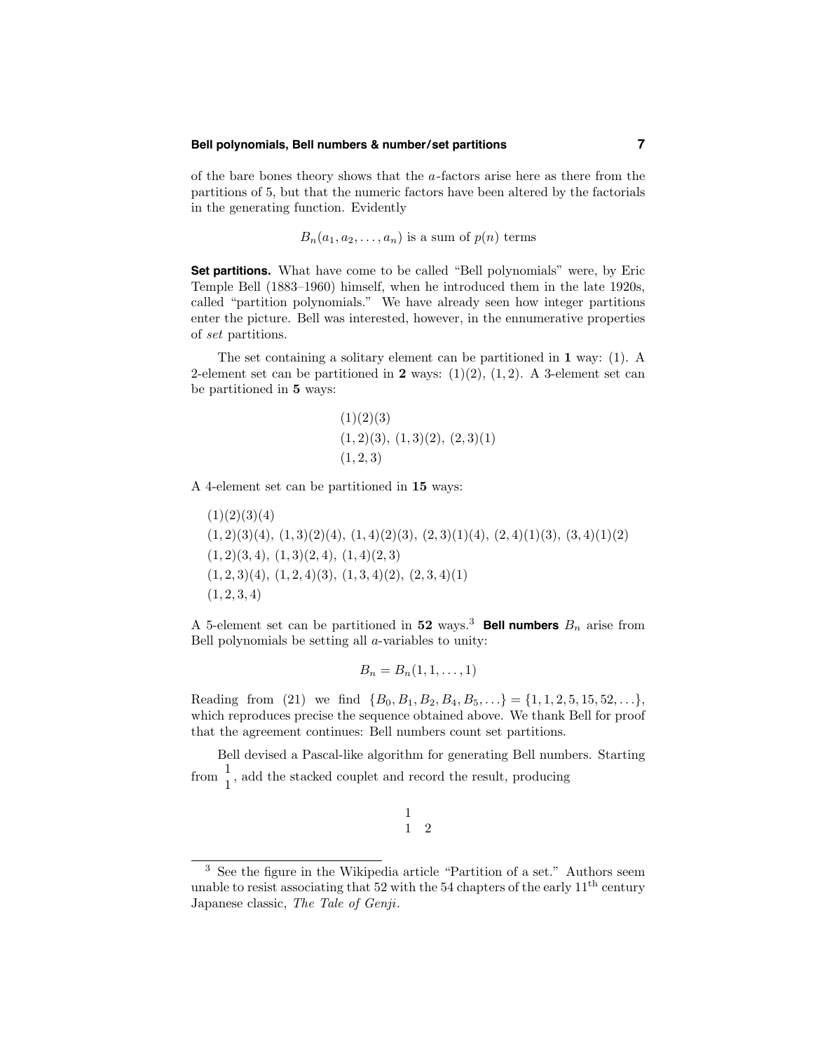of the bare bones theory shows that the $a$-factors arise here as there from the partitions of 5, but that the numeric factors have been altered by the factorials in the generating function. Evidently

$$B_n(a_1, a_2, \ldots, a_n) \text{ is a sum of } p(n) \text{ terms}$$

**Set partitions.** What have come to be called "Bell polynomials" were, by Eric Temple Bell (1883–1960) himself, when he introduced them in the late 1920s, called "partition polynomials." We have already seen how integer partitions enter the picture. Bell was interested, however, in the ennumerative properties of *set* partitions.

The set containing a solitary element can be partitioned in **1** way: (1). A 2-element set can be partitioned in **2** ways: (1)(2), (1, 2). A 3-element set can be partitioned in **5** ways:

$$\begin{aligned}
&(1)(2)(3)\\
&(1,2)(3),\ (1,3)(2),\ (2,3)(1)\\
&(1,2,3)
\end{aligned}$$

A 4-element set can be partitioned in **15** ways:

$$\begin{aligned}
&(1)(2)(3)(4)\\
&(1,2)(3)(4),\ (1,3)(2)(4),\ (1,4)(2)(3),\ (2,3)(1)(4),\ (2,4)(1)(3),\ (3,4)(1)(2)\\
&(1,2)(3,4),\ (1,3)(2,4),\ (1,4)(2,3)\\
&(1,2,3)(4),\ (1,2,4)(3),\ (1,3,4)(2),\ (2,3,4)(1)\\
&(1,2,3,4)
\end{aligned}$$

A 5-element set can be partitioned in **52** ways.[3] **Bell numbers** $B_n$ arise from Bell polynomials be setting all $a$-variables to unity:

$$B_n = B_n(1, 1, \ldots, 1)$$

Reading from (21) we find $\{B_0, B_1, B_2, B_4, B_5, \ldots\} = \{1, 1, 2, 5, 15, 52, \ldots\}$, which reproduces precise the sequence obtained above. We thank Bell for proof that the agreement continues: Bell numbers count set partitions.

Bell devised a Pascal-like algorithm for generating Bell numbers. Starting from $\begin{matrix}1\\1\end{matrix}$, add the stacked couplet and record the result, producing

$$\begin{matrix}1 & \\ 1 & 2\end{matrix}$$

[3] See the figure in the Wikipedia article "Partition of a set." Authors seem unable to resist associating that 52 with the 54 chapters of the early 11th century Japanese classic, *The Tale of Genji*.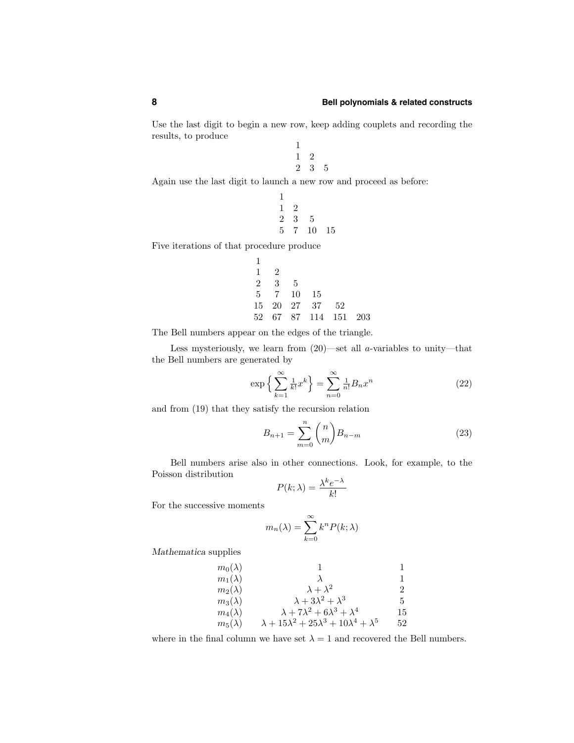Use the last digit to begin a new row, keep adding couplets and recording the results, to produce

$$
\begin{array}{lll}
1 & & \\
1 & 2 & \\
2 & 3 & 5
\end{array}
$$

Again use the last digit to launch a new row and proceed as before:

$$
\begin{array}{llll}
1 & & & \\
1 & 2 & & \\
2 & 3 & 5 & \\
5 & 7 & 10 & 15
\end{array}
$$

Five iterations of that procedure produce

$$
\begin{array}{llllll}
1 & & & & & \\
1 & 2 & & & & \\
2 & 3 & 5 & & & \\
5 & 7 & 10 & 15 & & \\
15 & 20 & 27 & 37 & 52 & \\
52 & 67 & 87 & 114 & 151 & 203
\end{array}
$$

The Bell numbers appear on the edges of the triangle.

Less mysteriously, we learn from (20)—set all $a$-variables to unity—that the Bell numbers are generated by

$$
\exp\Big\{\sum_{k=1}^{\infty}\tfrac{1}{k!}x^k\Big\} = \sum_{n=0}^{\infty}\tfrac{1}{n!}B_n x^n \tag{22}
$$

and from (19) that they satisfy the recursion relation

$$
B_{n+1} = \sum_{m=0}^{n}\binom{n}{m}B_{n-m} \tag{23}
$$

Bell numbers arise also in other connections. Look, for example, to the Poisson distribution

$$
P(k;\lambda) = \frac{\lambda^k e^{-\lambda}}{k!}
$$

For the successive moments

$$
m_n(\lambda) = \sum_{k=0}^{\infty} k^n P(k;\lambda)
$$

*Mathematica* supplies

$$
\begin{array}{lcc}
m_0(\lambda) & 1 & 1 \\
m_1(\lambda) & \lambda & 1 \\
m_2(\lambda) & \lambda + \lambda^2 & 2 \\
m_3(\lambda) & \lambda + 3\lambda^2 + \lambda^3 & 5 \\
m_4(\lambda) & \lambda + 7\lambda^2 + 6\lambda^3 + \lambda^4 & 15 \\
m_5(\lambda) & \lambda + 15\lambda^2 + 25\lambda^3 + 10\lambda^4 + \lambda^5 & 52
\end{array}
$$

where in the final column we have set $\lambda = 1$ and recovered the Bell numbers.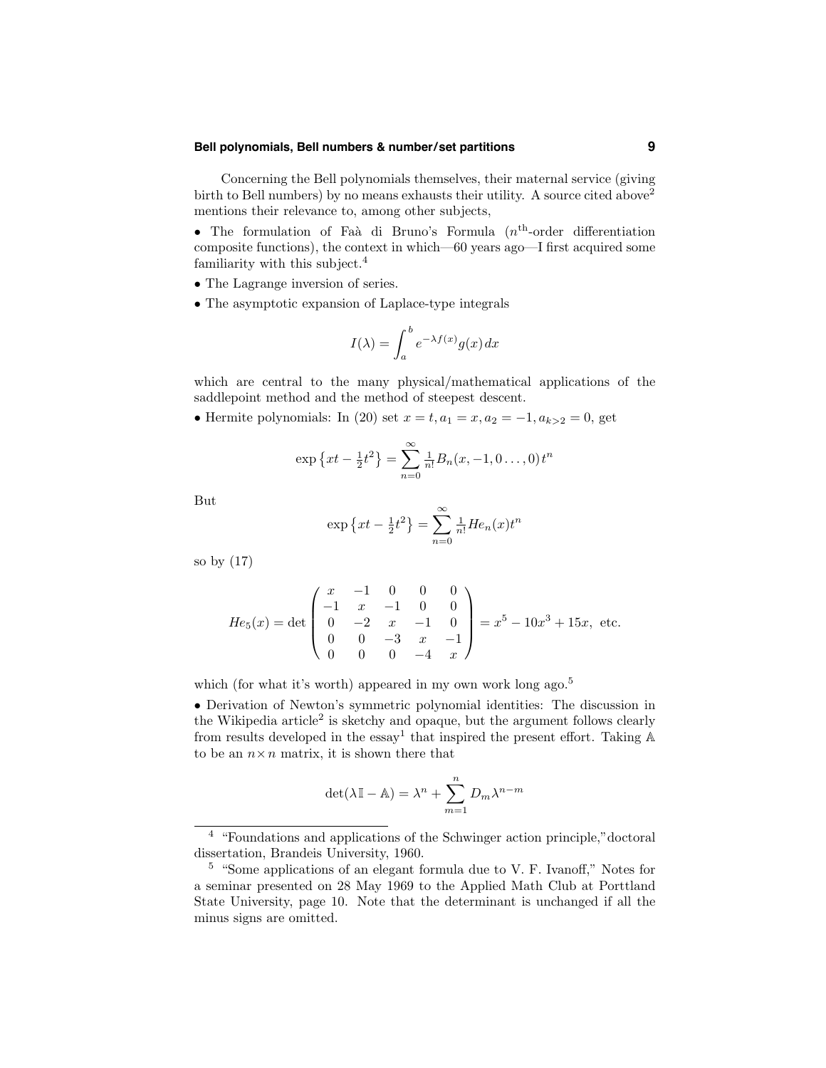Concerning the Bell polynomials themselves, their maternal service (giving birth to Bell numbers) by no means exhausts their utility. A source cited above[2] mentions their relevance to, among other subjects,

- The formulation of Faà di Bruno's Formula ($n^{\text{th}}$-order differentiation composite functions), the context in which—60 years ago—I first acquired some familiarity with this subject.[4]
- The Lagrange inversion of series.
- The asymptotic expansion of Laplace-type integrals

$$I(\lambda) = \int_a^b e^{-\lambda f(x)} g(x)\,dx$$

which are central to the many physical/mathematical applications of the saddlepoint method and the method of steepest descent.

- Hermite polynomials: In (20) set $x = t, a_1 = x, a_2 = -1, a_{k>2} = 0$, get

$$\exp\left\{xt - \tfrac{1}{2}t^2\right\} = \sum_{n=0}^{\infty} \tfrac{1}{n!} B_n(x, -1, 0 \ldots, 0)\, t^n$$

But

$$\exp\left\{xt - \tfrac{1}{2}t^2\right\} = \sum_{n=0}^{\infty} \tfrac{1}{n!} He_n(x) t^n$$

so by (17)

$$He_5(x) = \det \begin{pmatrix} x & -1 & 0 & 0 & 0 \\ -1 & x & -1 & 0 & 0 \\ 0 & -2 & x & -1 & 0 \\ 0 & 0 & -3 & x & -1 \\ 0 & 0 & 0 & -4 & x \end{pmatrix} = x^5 - 10x^3 + 15x, \text{ etc.}$$

which (for what it's worth) appeared in my own work long ago.[5]

- Derivation of Newton's symmetric polynomial identities: The discussion in the Wikipedia article[2] is sketchy and opaque, but the argument follows clearly from results developed in the essay[1] that inspired the present effort. Taking $\mathbb{A}$ to be an $n \times n$ matrix, it is shown there that

$$\det(\lambda\mathbb{I} - \mathbb{A}) = \lambda^n + \sum_{m=1}^{n} D_m \lambda^{n-m}$$

---

[4] "Foundations and applications of the Schwinger action principle," doctoral dissertation, Brandeis University, 1960.

[5] "Some applications of an elegant formula due to V. F. Ivanoff," Notes for a seminar presented on 28 May 1969 to the Applied Math Club at Porttland State University, page 10. Note that the determinant is unchanged if all the minus signs are omitted.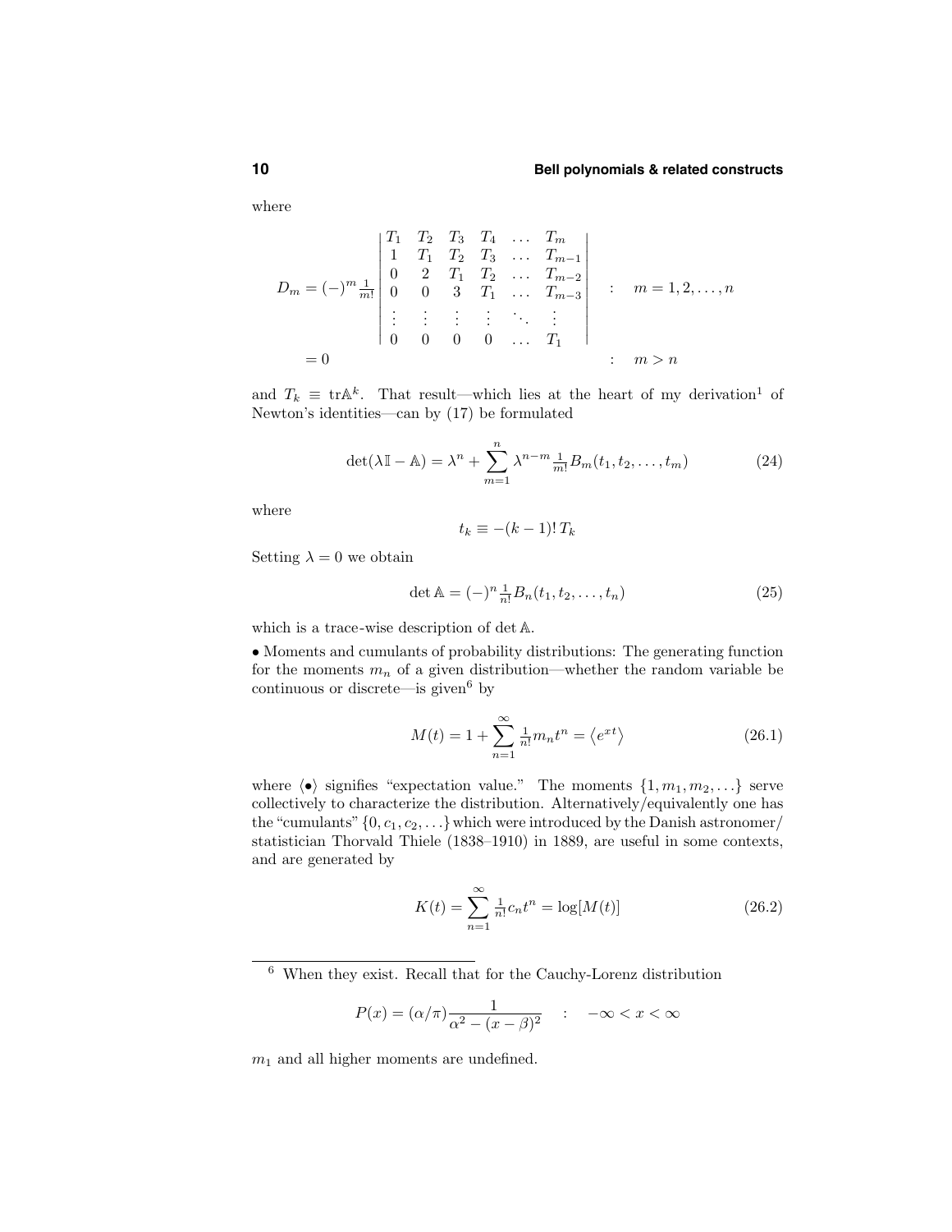where

$$
D_m = (-)^m \tfrac{1}{m!} \begin{vmatrix} T_1 & T_2 & T_3 & T_4 & \dots & T_m \\ 1 & T_1 & T_2 & T_3 & \dots & T_{m-1} \\ 0 & 2 & T_1 & T_2 & \dots & T_{m-2} \\ 0 & 0 & 3 & T_1 & \dots & T_{m-3} \\ \vdots & \vdots & \vdots & \vdots & \ddots & \vdots \\ 0 & 0 & 0 & 0 & \dots & T_1 \end{vmatrix} \quad : \quad m = 1, 2, \dots, n
$$

$$
= 0 \qquad\qquad\qquad\qquad\qquad\qquad\qquad : \quad m > n
$$

and $T_k \equiv \mathrm{tr}\mathbb{A}^k$. That result—which lies at the heart of my derivation[1] of Newton's identities—can by (17) be formulated

$$
\det(\lambda \mathbb{I} - \mathbb{A}) = \lambda^n + \sum_{m=1}^{n} \lambda^{n-m} \tfrac{1}{m!} B_m(t_1, t_2, \dots, t_m) \tag{24}
$$

where

$$
t_k \equiv -(k-1)!\, T_k
$$

Setting $\lambda = 0$ we obtain

$$
\det \mathbb{A} = (-)^n \tfrac{1}{n!} B_n(t_1, t_2, \dots, t_n) \tag{25}
$$

which is a trace-wise description of $\det \mathbb{A}$.

• Moments and cumulants of probability distributions: The generating function for the moments $m_n$ of a given distribution—whether the random variable be continuous or discrete—is given[6] by

$$
M(t) = 1 + \sum_{n=1}^{\infty} \tfrac{1}{n!} m_n t^n = \langle e^{xt} \rangle \tag{26.1}
$$

where $\langle \bullet \rangle$ signifies "expectation value." The moments $\{1, m_1, m_2, \dots\}$ serve collectively to characterize the distribution. Alternatively/equivalently one has the "cumulants" $\{0, c_1, c_2, \dots\}$ which were introduced by the Danish astronomer/statistician Thorvald Thiele (1838–1910) in 1889, are useful in some contexts, and are generated by

$$
K(t) = \sum_{n=1}^{\infty} \tfrac{1}{n!} c_n t^n = \log[M(t)] \tag{26.2}
$$

---

[6] When they exist. Recall that for the Cauchy-Lorenz distribution

$$
P(x) = (\alpha/\pi) \frac{1}{\alpha^2 - (x - \beta)^2} \quad : \quad -\infty < x < \infty
$$

$m_1$ and all higher moments are undefined.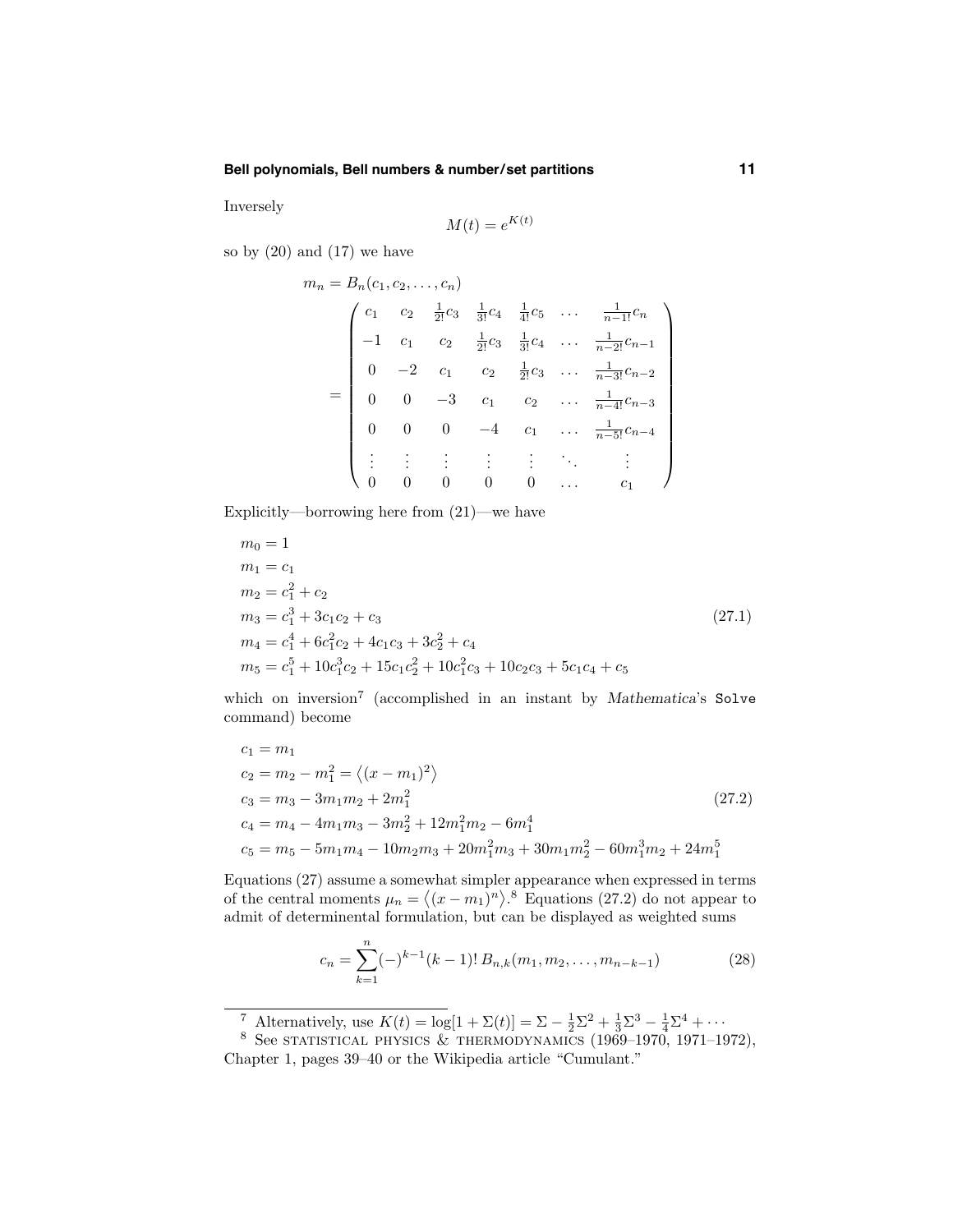Inversely

$$M(t) = e^{K(t)}$$

so by (20) and (17) we have

$$m_n = B_n(c_1, c_2, \ldots, c_n)$$

$$= \begin{pmatrix} c_1 & c_2 & \frac{1}{2!}c_3 & \frac{1}{3!}c_4 & \frac{1}{4!}c_5 & \ldots & \frac{1}{n-1!}c_n \\ -1 & c_1 & c_2 & \frac{1}{2!}c_3 & \frac{1}{3!}c_4 & \ldots & \frac{1}{n-2!}c_{n-1} \\ 0 & -2 & c_1 & c_2 & \frac{1}{2!}c_3 & \ldots & \frac{1}{n-3!}c_{n-2} \\ 0 & 0 & -3 & c_1 & c_2 & \ldots & \frac{1}{n-4!}c_{n-3} \\ 0 & 0 & 0 & -4 & c_1 & \ldots & \frac{1}{n-5!}c_{n-4} \\ \vdots & \vdots & \vdots & \vdots & \vdots & \ddots & \vdots \\ 0 & 0 & 0 & 0 & 0 & \ldots & c_1 \end{pmatrix}$$

Explicitly—borrowing here from (21)—we have

$$\begin{aligned} m_0 &= 1 \\ m_1 &= c_1 \\ m_2 &= c_1^2 + c_2 \\ m_3 &= c_1^3 + 3c_1c_2 + c_3 \\ m_4 &= c_1^4 + 6c_1^2c_2 + 4c_1c_3 + 3c_2^2 + c_4 \\ m_5 &= c_1^5 + 10c_1^3c_2 + 15c_1c_2^2 + 10c_1^2c_3 + 10c_2c_3 + 5c_1c_4 + c_5 \end{aligned} \tag{27.1}$$

which on inversion[7] (accomplished in an instant by *Mathematica*'s `Solve` command) become

$$\begin{aligned} c_1 &= m_1 \\ c_2 &= m_2 - m_1^2 = \langle (x - m_1)^2 \rangle \\ c_3 &= m_3 - 3m_1m_2 + 2m_1^2 \\ c_4 &= m_4 - 4m_1m_3 - 3m_2^2 + 12m_1^2m_2 - 6m_1^4 \\ c_5 &= m_5 - 5m_1m_4 - 10m_2m_3 + 20m_1^2m_3 + 30m_1m_2^2 - 60m_1^3m_2 + 24m_1^5 \end{aligned} \tag{27.2}$$

Equations (27) assume a somewhat simpler appearance when expressed in terms of the central moments $\mu_n = \langle (x - m_1)^n \rangle$.[8] Equations (27.2) do not appear to admit of determinental formulation, but can be displayed as weighted sums

$$c_n = \sum_{k=1}^{n} (-)^{k-1}(k-1)!\, B_{n,k}(m_1, m_2, \ldots, m_{n-k-1}) \tag{28}$$

---

[7] Alternatively, use $K(t) = \log[1 + \Sigma(t)] = \Sigma - \frac{1}{2}\Sigma^2 + \frac{1}{3}\Sigma^3 - \frac{1}{4}\Sigma^4 + \cdots$

[8] See STATISTICAL PHYSICS & THERMODYNAMICS (1969–1970, 1971–1972), Chapter 1, pages 39–40 or the Wikipedia article "Cumulant."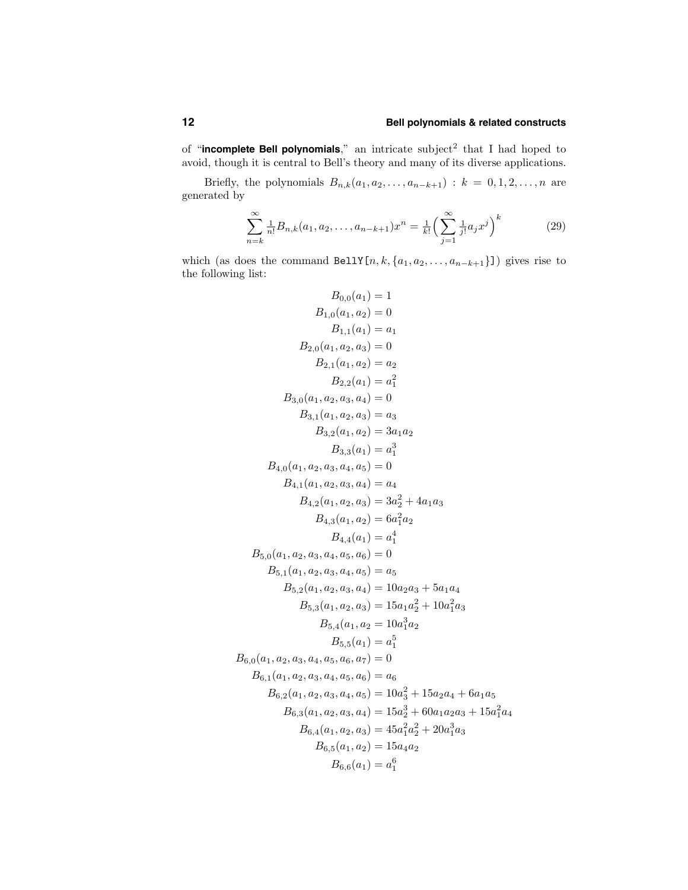of "**incomplete Bell polynomials**," an intricate subject[2] that I had hoped to avoid, though it is central to Bell's theory and many of its diverse applications.

Briefly, the polynomials $B_{n,k}(a_1, a_2, \ldots, a_{n-k+1}) : k = 0, 1, 2, \ldots, n$ are generated by

$$\sum_{n=k}^{\infty} \tfrac{1}{n!} B_{n,k}(a_1, a_2, \ldots, a_{n-k+1}) x^n = \tfrac{1}{k!}\Big(\sum_{j=1}^{\infty} \tfrac{1}{j!} a_j x^j\Big)^k \tag{29}$$

which (as does the command `BellY[n, k, {a1, a2, ..., a(n-k+1)}]`) gives rise to the following list:

$$
\begin{aligned}
B_{0,0}(a_1) &= 1\\
B_{1,0}(a_1, a_2) &= 0\\
B_{1,1}(a_1) &= a_1\\
B_{2,0}(a_1, a_2, a_3) &= 0\\
B_{2,1}(a_1, a_2) &= a_2\\
B_{2,2}(a_1) &= a_1^2\\
B_{3,0}(a_1, a_2, a_3, a_4) &= 0\\
B_{3,1}(a_1, a_2, a_3) &= a_3\\
B_{3,2}(a_1, a_2) &= 3a_1 a_2\\
B_{3,3}(a_1) &= a_1^3\\
B_{4,0}(a_1, a_2, a_3, a_4, a_5) &= 0\\
B_{4,1}(a_1, a_2, a_3, a_4) &= a_4\\
B_{4,2}(a_1, a_2, a_3) &= 3a_2^2 + 4a_1 a_3\\
B_{4,3}(a_1, a_2) &= 6a_1^2 a_2\\
B_{4,4}(a_1) &= a_1^4\\
B_{5,0}(a_1, a_2, a_3, a_4, a_5, a_6) &= 0\\
B_{5,1}(a_1, a_2, a_3, a_4, a_5) &= a_5\\
B_{5,2}(a_1, a_2, a_3, a_4) &= 10a_2 a_3 + 5a_1 a_4\\
B_{5,3}(a_1, a_2, a_3) &= 15a_1 a_2^2 + 10a_1^2 a_3\\
B_{5,4}(a_1, a_2 &= 10a_1^3 a_2\\
B_{5,5}(a_1) &= a_1^5\\
B_{6,0}(a_1, a_2, a_3, a_4, a_5, a_6, a_7) &= 0\\
B_{6,1}(a_1, a_2, a_3, a_4, a_5, a_6) &= a_6\\
B_{6,2}(a_1, a_2, a_3, a_4, a_5) &= 10a_3^2 + 15a_2 a_4 + 6a_1 a_5\\
B_{6,3}(a_1, a_2, a_3, a_4) &= 15a_2^3 + 60a_1 a_2 a_3 + 15a_1^2 a_4\\
B_{6,4}(a_1, a_2, a_3) &= 45a_1^2 a_2^2 + 20a_1^3 a_3\\
B_{6,5}(a_1, a_2) &= 15a_4 a_2\\
B_{6,6}(a_1) &= a_1^6
\end{aligned}
$$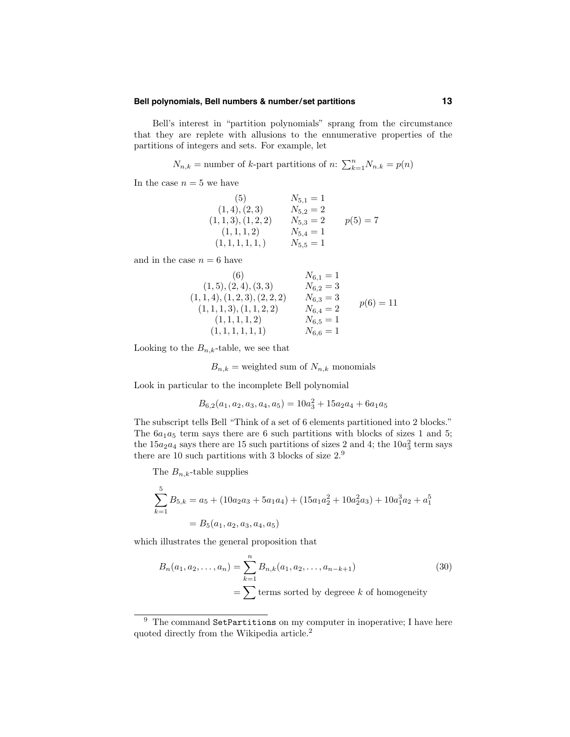Bell's interest in "partition polynomials" sprang from the circumstance that they are replete with allusions to the ennumerative properties of the partitions of integers and sets. For example, let

$$N_{n,k} = \text{number of } k\text{-part partitions of } n\text{: } \textstyle\sum_{k=1}^{n} N_{n.k} = p(n)$$

In the case $n = 5$ we have

$$\begin{array}{cll} (5) & N_{5,1} = 1 & \\ (1,4),(2,3) & N_{5,2} = 2 & \\ (1,1,3),(1,2,2) & N_{5,3} = 2 & p(5) = 7 \\ (1,1,1,2) & N_{5,4} = 1 & \\ (1,1,1,1,) & N_{5,5} = 1 & \end{array}$$

and in the case $n = 6$ have

$$\begin{array}{cll} (6) & N_{6,1} = 1 & \\ (1,5),(2,4),(3,3) & N_{6,2} = 3 & \\ (1,1,4),(1,2,3),(2,2,2) & N_{6,3} = 3 & \\ (1,1,1,3),(1,1,2,2) & N_{6,4} = 2 & p(6) = 11 \\ (1,1,1,1,2) & N_{6,5} = 1 & \\ (1,1,1,1,1,1) & N_{6,6} = 1 & \end{array}$$

Looking to the $B_{n,k}$-table, we see that

$$B_{n,k} = \text{weighted sum of } N_{n,k} \text{ monomials}$$

Look in particular to the incomplete Bell polynomial

$$B_{6,2}(a_1, a_2, a_3, a_4, a_5) = 10a_3^2 + 15a_2a_4 + 6a_1a_5$$

The subscript tells Bell "Think of a set of 6 elements partitioned into 2 blocks." The $6a_1a_5$ term says there are 6 such partitions with blocks of sizes 1 and 5; the $15a_2a_4$ says there are 15 such partitions of sizes 2 and 4; the $10a_3^2$ term says there are 10 such partitions with 3 blocks of size 2.[9]

The $B_{n,k}$-table supplies

$$\begin{aligned} \sum_{k=1}^{5} B_{5,k} &= a_5 + (10a_2a_3 + 5a_1a_4) + (15a_1a_2^2 + 10a_2^2a_3) + 10a_1^3a_2 + a_1^5 \\ &= B_5(a_1, a_2, a_3, a_4, a_5) \end{aligned}$$

which illustrates the general proposition that

$$\begin{aligned} B_n(a_1, a_2, \ldots, a_n) &= \sum_{k=1}^{n} B_{n,k}(a_1, a_2, \ldots, a_{n-k+1}) \qquad (30) \\ &= \sum \text{terms sorted by degreee } k \text{ of homogeneity} \end{aligned}$$

---

[9] The command `SetPartitions` on my computer in inoperative; I have here quoted directly from the Wikipedia article.[2]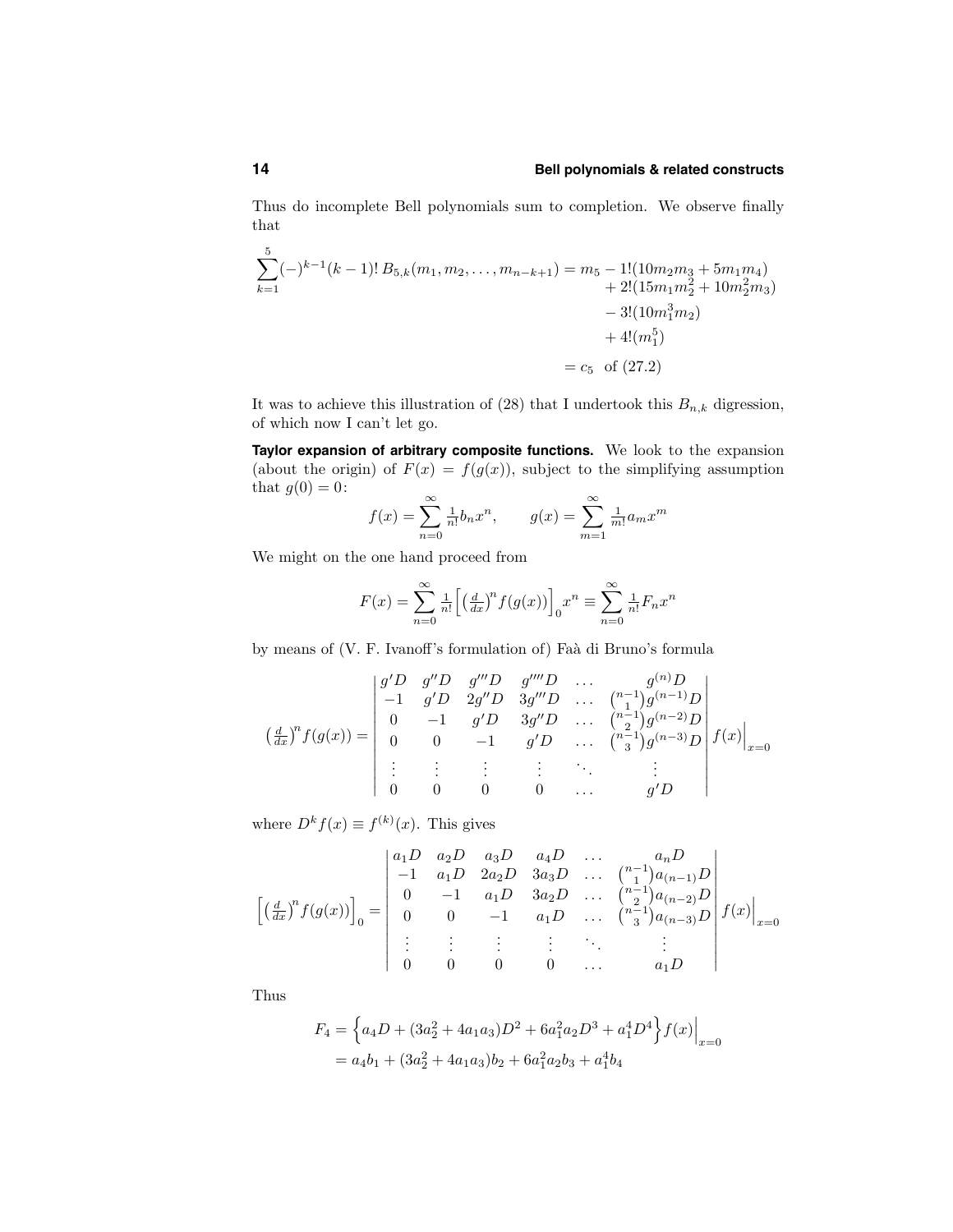Thus do incomplete Bell polynomials sum to completion. We observe finally that

$$
\begin{aligned}
\sum_{k=1}^{5}(-)^{k-1}(k-1)!\,B_{5,k}(m_1,m_2,\ldots,m_{n-k+1}) = m_5 &- 1!(10m_2m_3+5m_1m_4)\\
&+ 2!(15m_1m_2^2+10m_2^2m_3)\\
&- 3!(10m_1^3m_2)\\
&+ 4!(m_1^5)\\
&= c_5 \;\text{ of (27.2)}
\end{aligned}
$$

It was to achieve this illustration of (28) that I undertook this $B_{n,k}$ digression, of which now I can't let go.

**Taylor expansion of arbitrary composite functions.** We look to the expansion (about the origin) of $F(x) = f(g(x))$, subject to the simplifying assumption that $g(0) = 0$:

$$
f(x) = \sum_{n=0}^{\infty} \tfrac{1}{n!} b_n x^n, \qquad g(x) = \sum_{m=1}^{\infty} \tfrac{1}{m!} a_m x^m
$$

We might on the one hand proceed from

$$
F(x) = \sum_{n=0}^{\infty} \tfrac{1}{n!}\Big[\big(\tfrac{d}{dx}\big)^n f(g(x))\Big]_0 x^n \equiv \sum_{n=0}^{\infty} \tfrac{1}{n!} F_n x^n
$$

by means of (V. F. Ivanoff's formulation of) Faà di Bruno's formula

$$
\big(\tfrac{d}{dx}\big)^n f(g(x)) = \begin{vmatrix}
g'D & g''D & g'''D & g''''D & \ldots & g^{(n)}D\\
-1 & g'D & 2g''D & 3g'''D & \ldots & \binom{n-1}{1}g^{(n-1)}D\\
0 & -1 & g'D & 3g''D & \ldots & \binom{n-1}{2}g^{(n-2)}D\\
0 & 0 & -1 & g'D & \ldots & \binom{n-1}{3}g^{(n-3)}D\\
\vdots & \vdots & \vdots & \vdots & \ddots & \vdots\\
0 & 0 & 0 & 0 & \ldots & g'D
\end{vmatrix} f(x)\Big|_{x=0}
$$

where $D^k f(x) \equiv f^{(k)}(x)$. This gives

$$
\Big[\big(\tfrac{d}{dx}\big)^n f(g(x))\Big]_0 = \begin{vmatrix}
a_1D & a_2D & a_3D & a_4D & \ldots & a_nD\\
-1 & a_1D & 2a_2D & 3a_3D & \ldots & \binom{n-1}{1}a_{(n-1)}D\\
0 & -1 & a_1D & 3a_2D & \ldots & \binom{n-1}{2}a_{(n-2)}D\\
0 & 0 & -1 & a_1D & \ldots & \binom{n-1}{3}a_{(n-3)}D\\
\vdots & \vdots & \vdots & \vdots & \ddots & \vdots\\
0 & 0 & 0 & 0 & \ldots & a_1D
\end{vmatrix} f(x)\Big|_{x=0}
$$

Thus

$$
\begin{aligned}
F_4 &= \Big\{a_4D + (3a_2^2+4a_1a_3)D^2 + 6a_1^2a_2D^3 + a_1^4D^4\Big\} f(x)\Big|_{x=0}\\
&= a_4b_1 + (3a_2^2+4a_1a_3)b_2 + 6a_1^2a_2b_3 + a_1^4b_4
\end{aligned}
$$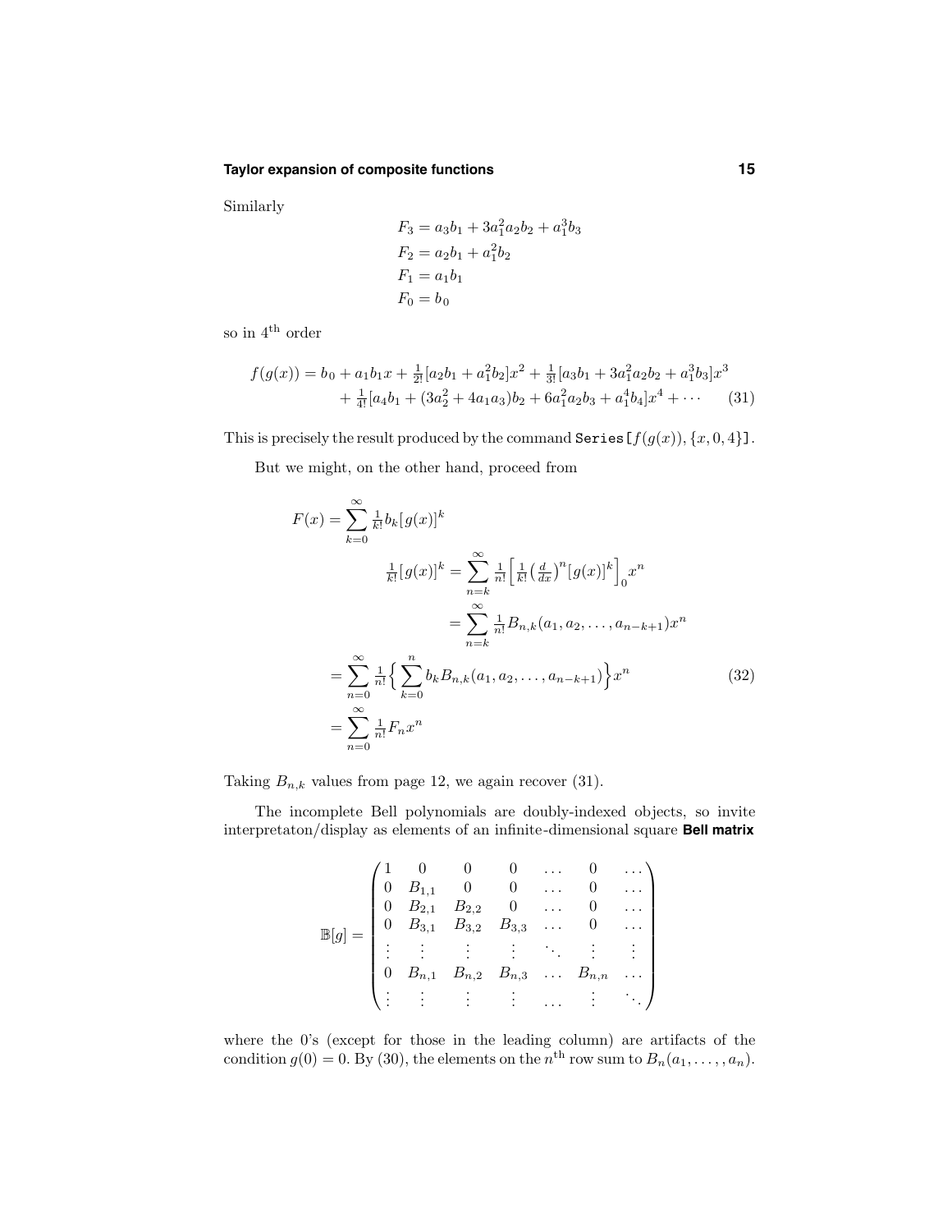Similarly

$$
\begin{aligned}
F_3 &= a_3 b_1 + 3a_1^2 a_2 b_2 + a_1^3 b_3 \\
F_2 &= a_2 b_1 + a_1^2 b_2 \\
F_1 &= a_1 b_1 \\
F_0 &= b_0
\end{aligned}
$$

so in 4$^{\text{th}}$ order

$$
\begin{aligned}
f(g(x)) = b_0 + a_1 b_1 x &+ \tfrac{1}{2!}[a_2 b_1 + a_1^2 b_2]x^2 + \tfrac{1}{3!}[a_3 b_1 + 3a_1^2 a_2 b_2 + a_1^3 b_3]x^3 \\
&+ \tfrac{1}{4!}[a_4 b_1 + (3a_2^2 + 4a_1 a_3)b_2 + 6a_1^2 a_2 b_3 + a_1^4 b_4]x^4 + \cdots \qquad (31)
\end{aligned}
$$

This is precisely the result produced by the command `Series[`$f(g(x)), \{x, 0, 4\}$`]`.

But we might, on the other hand, proceed from

$$
\begin{aligned}
F(x) &= \sum_{k=0}^{\infty} \tfrac{1}{k!} b_k [g(x)]^k \\
&\qquad \tfrac{1}{k!}[g(x)]^k = \sum_{n=k}^{\infty} \tfrac{1}{n!}\Big[\tfrac{1}{k!}\big(\tfrac{d}{dx}\big)^n [g(x)]^k\Big]_0 x^n \\
&\qquad\qquad\qquad = \sum_{n=k}^{\infty} \tfrac{1}{n!} B_{n,k}(a_1, a_2, \ldots, a_{n-k+1}) x^n \\
&= \sum_{n=0}^{\infty} \tfrac{1}{n!}\Big\{\sum_{k=0}^{n} b_k B_{n,k}(a_1, a_2, \ldots, a_{n-k+1})\Big\} x^n \qquad (32) \\
&= \sum_{n=0}^{\infty} \tfrac{1}{n!} F_n x^n
\end{aligned}
$$

Taking $B_{n,k}$ values from page 12, we again recover (31).

The incomplete Bell polynomials are doubly-indexed objects, so invite interpretaton/display as elements of an infinite-dimensional square **Bell matrix**

$$
\mathbb{B}[g] = \begin{pmatrix}
1 & 0 & 0 & 0 & \ldots & 0 & \ldots \\
0 & B_{1,1} & 0 & 0 & \ldots & 0 & \ldots \\
0 & B_{2,1} & B_{2,2} & 0 & \ldots & 0 & \ldots \\
0 & B_{3,1} & B_{3,2} & B_{3,3} & \ldots & 0 & \ldots \\
\vdots & \vdots & \vdots & \vdots & \ddots & \vdots & \vdots \\
0 & B_{n,1} & B_{n,2} & B_{n,3} & \ldots & B_{n,n} & \ldots \\
\vdots & \vdots & \vdots & \vdots & \ldots & \vdots & \ddots
\end{pmatrix}
$$

where the 0's (except for those in the leading column) are artifacts of the condition $g(0) = 0$. By (30), the elements on the $n^{\text{th}}$ row sum to $B_n(a_1, \ldots, a_n)$.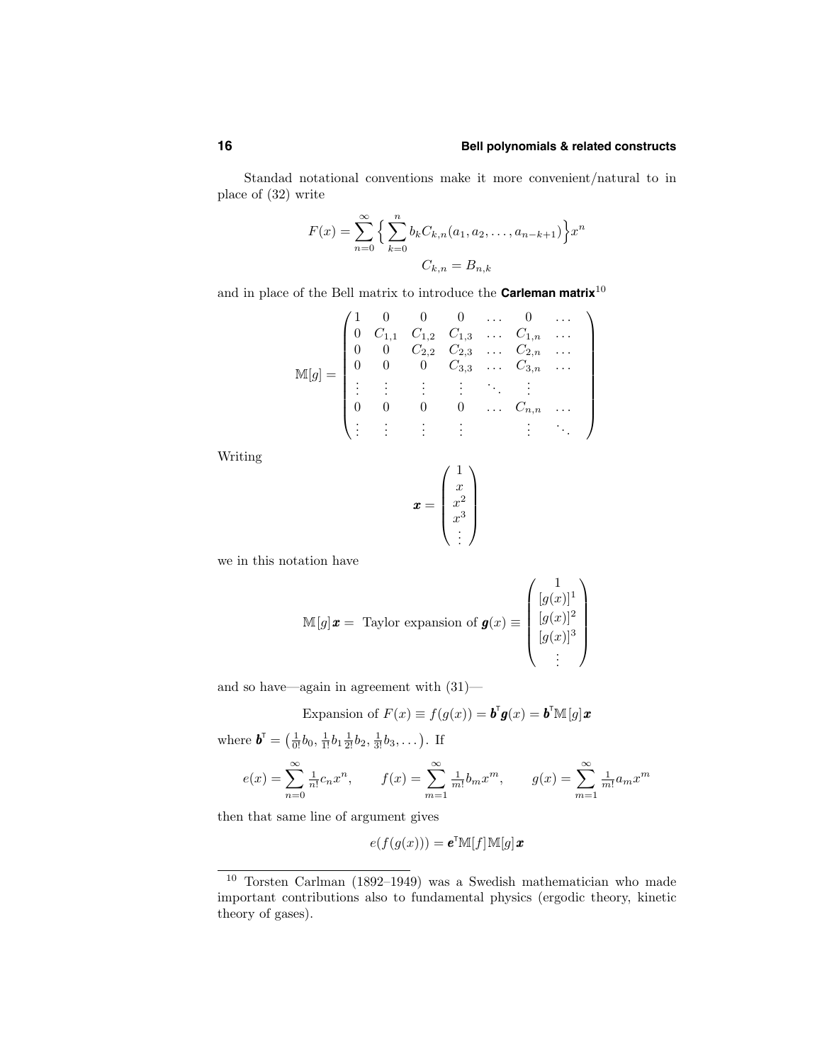Standad notational conventions make it more convenient/natural to in place of (32) write

$$F(x) = \sum_{n=0}^{\infty} \Big\{ \sum_{k=0}^{n} b_k C_{k,n}(a_1, a_2, \ldots, a_{n-k+1}) \Big\} x^n$$

$$C_{k,n} = B_{n,k}$$

and in place of the Bell matrix to introduce the **Carleman matrix**[10]

$$\mathbb{M}[g] = \begin{pmatrix} 1 & 0 & 0 & 0 & \ldots & 0 & \ldots \\ 0 & C_{1,1} & C_{1,2} & C_{1,3} & \ldots & C_{1,n} & \ldots \\ 0 & 0 & C_{2,2} & C_{2,3} & \ldots & C_{2,n} & \ldots \\ 0 & 0 & 0 & C_{3,3} & \ldots & C_{3,n} & \ldots \\ \vdots & \vdots & \vdots & \vdots & \ddots & \vdots & \\ 0 & 0 & 0 & 0 & \ldots & C_{n,n} & \ldots \\ \vdots & \vdots & \vdots & \vdots & & \vdots & \ddots \end{pmatrix}$$

Writing

$$\boldsymbol{x} = \begin{pmatrix} 1 \\ x \\ x^2 \\ x^3 \\ \vdots \end{pmatrix}$$

we in this notation have

$$\mathbb{M}[g]\,\boldsymbol{x} = \text{ Taylor expansion of } \boldsymbol{g}(x) \equiv \begin{pmatrix} 1 \\ [g(x)]^1 \\ [g(x)]^2 \\ [g(x)]^3 \\ \vdots \end{pmatrix}$$

and so have—again in agreement with (31)—

$$\text{Expansion of } F(x) \equiv f(g(x)) = \boldsymbol{b}^{\mathsf{T}}\boldsymbol{g}(x) = \boldsymbol{b}^{\mathsf{T}}\mathbb{M}[g]\,\boldsymbol{x}$$

where $\boldsymbol{b}^{\mathsf{T}} = \big(\frac{1}{0!}b_0, \frac{1}{1!}b_1 \frac{1}{2!}b_2, \frac{1}{3!}b_3, \ldots\big)$. If

$$e(x) = \sum_{n=0}^{\infty} \tfrac{1}{n!}c_n x^n, \qquad f(x) = \sum_{m=1}^{\infty} \tfrac{1}{m!}b_m x^m, \qquad g(x) = \sum_{m=1}^{\infty} \tfrac{1}{m!}a_m x^m$$

then that same line of argument gives

$$e(f(g(x))) = \boldsymbol{e}^{\mathsf{T}}\mathbb{M}[f]\,\mathbb{M}[g]\,\boldsymbol{x}$$

---

[10] Torsten Carlman (1892–1949) was a Swedish mathematician who made important contributions also to fundamental physics (ergodic theory, kinetic theory of gases).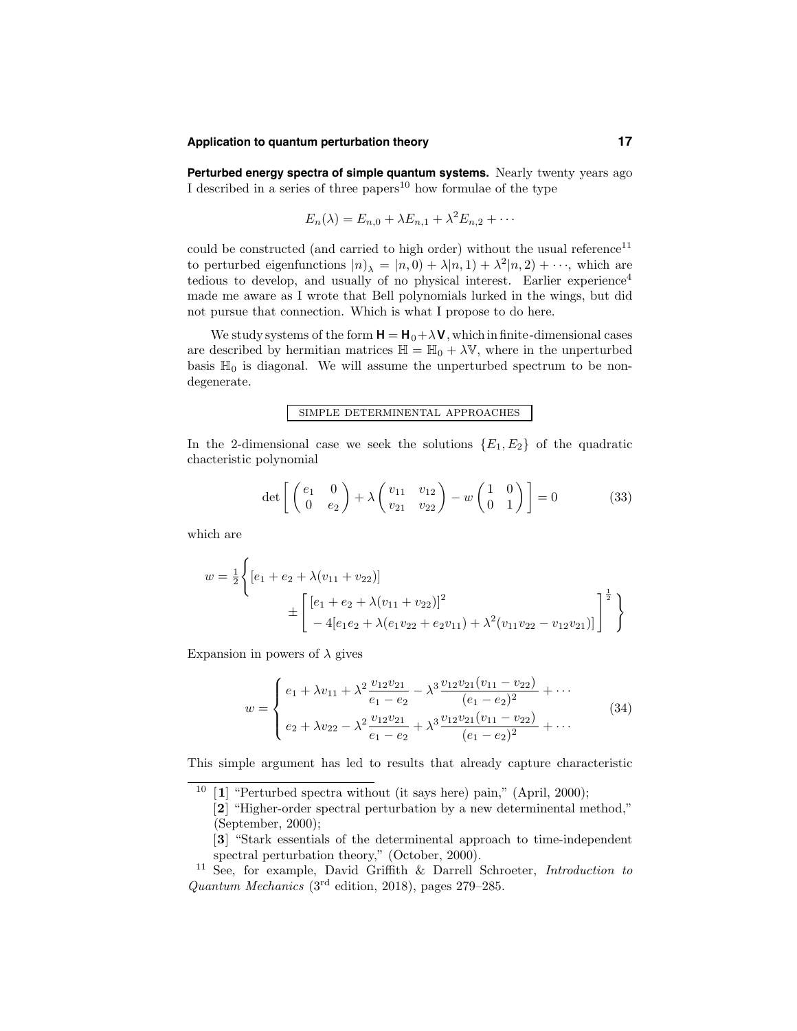**Perturbed energy spectra of simple quantum systems.** Nearly twenty years ago I described in a series of three papers[10] how formulae of the type

$$E_n(\lambda) = E_{n,0} + \lambda E_{n,1} + \lambda^2 E_{n,2} + \cdots$$

could be constructed (and carried to high order) without the usual reference[11] to perturbed eigenfunctions $|n)_\lambda = |n,0) + \lambda|n,1) + \lambda^2|n,2) + \cdots$, which are tedious to develop, and usually of no physical interest. Earlier experience[4] made me aware as I wrote that Bell polynomials lurked in the wings, but did not pursue that connection. Which is what I propose to do here.

We study systems of the form $\mathbf{H} = \mathbf{H}_0 + \lambda\mathbf{V}$, which in finite-dimensional cases are described by hermitian matrices $\mathbb{H} = \mathbb{H}_0 + \lambda\mathbb{V}$, where in the unperturbed basis $\mathbb{H}_0$ is diagonal. We will assume the unperturbed spectrum to be non-degenerate.

SIMPLE DETERMINENTAL APPROACHES

In the 2-dimensional case we seek the solutions $\{E_1, E_2\}$ of the quadratic chacteristic polynomial

$$\det\left[\begin{pmatrix} e_1 & 0 \\ 0 & e_2 \end{pmatrix} + \lambda\begin{pmatrix} v_{11} & v_{12} \\ v_{21} & v_{22} \end{pmatrix} - w\begin{pmatrix} 1 & 0 \\ 0 & 1 \end{pmatrix}\right] = 0 \tag{33}$$

which are

$$w = \tfrac{1}{2}\left\{[e_1 + e_2 + \lambda(v_{11} + v_{22})] \pm \begin{bmatrix} [e_1 + e_2 + \lambda(v_{11} + v_{22})]^2 \\ - 4[e_1e_2 + \lambda(e_1v_{22} + e_2v_{11}) + \lambda^2(v_{11}v_{22} - v_{12}v_{21})] \end{bmatrix}^{\frac{1}{2}}\right\}$$

Expansion in powers of $\lambda$ gives

$$w = \begin{cases} e_1 + \lambda v_{11} + \lambda^2 \dfrac{v_{12}v_{21}}{e_1 - e_2} - \lambda^3 \dfrac{v_{12}v_{21}(v_{11} - v_{22})}{(e_1 - e_2)^2} + \cdots \\[2ex] e_2 + \lambda v_{22} - \lambda^2 \dfrac{v_{12}v_{21}}{e_1 - e_2} + \lambda^3 \dfrac{v_{12}v_{21}(v_{11} - v_{22})}{(e_1 - e_2)^2} + \cdots \end{cases} \tag{34}$$

This simple argument has led to results that already capture characteristic

---

[10] [**1**] "Perturbed spectra without (it says here) pain," (April, 2000);
[**2**] "Higher-order spectral perturbation by a new determinental method," (September, 2000);
[**3**] "Stark essentials of the determinental approach to time-independent spectral perturbation theory," (October, 2000).

[11] See, for example, David Griffith & Darrell Schroeter, *Introduction to Quantum Mechanics* (3rd edition, 2018), pages 279–285.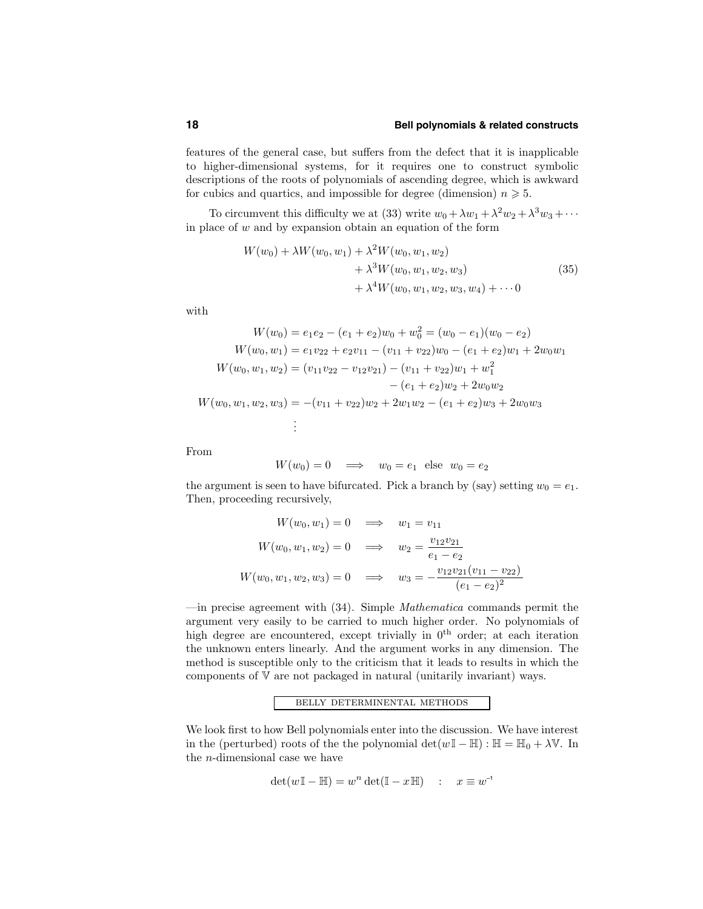features of the general case, but suffers from the defect that it is inapplicable to higher-dimensional systems, for it requires one to construct symbolic descriptions of the roots of polynomials of ascending degree, which is awkward for cubics and quartics, and impossible for degree (dimension) $n \geqslant 5$.

To circumvent this difficulty we at (33) write $w_0 + \lambda w_1 + \lambda^2 w_2 + \lambda^3 w_3 + \cdots$ in place of $w$ and by expansion obtain an equation of the form

$$
\begin{aligned}
W(w_0) + \lambda W(w_0, w_1) &+ \lambda^2 W(w_0, w_1, w_2) \\
&+ \lambda^3 W(w_0, w_1, w_2, w_3) \\
&+ \lambda^4 W(w_0, w_1, w_2, w_3, w_4) + \cdots 0
\end{aligned}
\tag{35}
$$

with

$$
\begin{aligned}
W(w_0) &= e_1 e_2 - (e_1 + e_2) w_0 + w_0^2 = (w_0 - e_1)(w_0 - e_2) \\
W(w_0, w_1) &= e_1 v_{22} + e_2 v_{11} - (v_{11} + v_{22}) w_0 - (e_1 + e_2) w_1 + 2 w_0 w_1 \\
W(w_0, w_1, w_2) &= (v_{11} v_{22} - v_{12} v_{21}) - (v_{11} + v_{22}) w_1 + w_1^2 \\
&\qquad - (e_1 + e_2) w_2 + 2 w_0 w_2 \\
W(w_0, w_1, w_2, w_3) &= -(v_{11} + v_{22}) w_2 + 2 w_1 w_2 - (e_1 + e_2) w_3 + 2 w_0 w_3 \\
&\vdots
\end{aligned}
$$

From

$$
W(w_0) = 0 \quad \Longrightarrow \quad w_0 = e_1 \;\text{ else }\; w_0 = e_2
$$

the argument is seen to have bifurcated. Pick a branch by (say) setting $w_0 = e_1$. Then, proceeding recursively,

$$
\begin{aligned}
W(w_0, w_1) = 0 \quad &\Longrightarrow \quad w_1 = v_{11} \\
W(w_0, w_1, w_2) = 0 \quad &\Longrightarrow \quad w_2 = \frac{v_{12} v_{21}}{e_1 - e_2} \\
W(w_0, w_1, w_2, w_3) = 0 \quad &\Longrightarrow \quad w_3 = -\frac{v_{12} v_{21}(v_{11} - v_{22})}{(e_1 - e_2)^2}
\end{aligned}
$$

—in precise agreement with (34). Simple *Mathematica* commands permit the argument very easily to be carried to much higher order. No polynomials of high degree are encountered, except trivially in $0^{\text{th}}$ order; at each iteration the unknown enters linearly. And the argument works in any dimension. The method is susceptible only to the criticism that it leads to results in which the components of $\mathbb{V}$ are not packaged in natural (unitarily invariant) ways.

## BELLY DETERMINENTAL METHODS

We look first to how Bell polynomials enter into the discussion. We have interest in the (perturbed) roots of the the polynomial $\det(w\mathbb{I} - \mathbb{H}) : \mathbb{H} = \mathbb{H}_0 + \lambda \mathbb{V}$. In the $n$-dimensional case we have

$$
\det(w\mathbb{I} - \mathbb{H}) = w^n \det(\mathbb{I} - x\,\mathbb{H}) \quad : \quad x \equiv w^{-1}
$$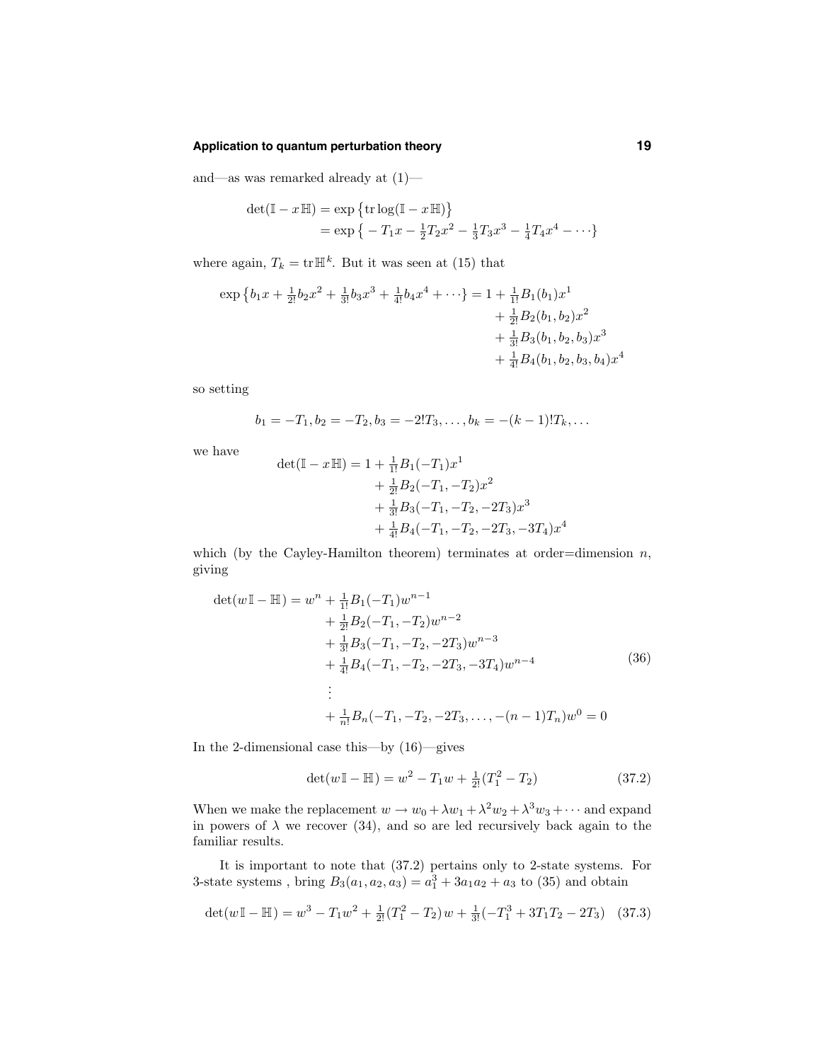and—as was remarked already at (1)—

$$
\begin{aligned}
\det(\mathbb{I} - x\,\mathbb{H}) &= \exp\big\{\mathrm{tr}\log(\mathbb{I} - x\,\mathbb{H})\big\} \\
&= \exp\big\{-T_1 x - \tfrac{1}{2}T_2 x^2 - \tfrac{1}{3}T_3 x^3 - \tfrac{1}{4}T_4 x^4 - \cdots\big\}
\end{aligned}
$$

where again, $T_k = \mathrm{tr}\,\mathbb{H}^k$. But it was seen at (15) that

$$
\begin{aligned}
\exp\big\{b_1 x + \tfrac{1}{2!}b_2 x^2 + \tfrac{1}{3!}b_3 x^3 + \tfrac{1}{4!}b_4 x^4 + \cdots\big\} = 1 &+ \tfrac{1}{1!}B_1(b_1)x^1 \\
&+ \tfrac{1}{2!}B_2(b_1, b_2)x^2 \\
&+ \tfrac{1}{3!}B_3(b_1, b_2, b_3)x^3 \\
&+ \tfrac{1}{4!}B_4(b_1, b_2, b_3, b_4)x^4
\end{aligned}
$$

so setting

$$
b_1 = -T_1, b_2 = -T_2, b_3 = -2!T_3, \ldots, b_k = -(k-1)!T_k, \ldots
$$

we have

$$
\begin{aligned}
\det(\mathbb{I} - x\,\mathbb{H}) = 1 &+ \tfrac{1}{1!}B_1(-T_1)x^1 \\
&+ \tfrac{1}{2!}B_2(-T_1, -T_2)x^2 \\
&+ \tfrac{1}{3!}B_3(-T_1, -T_2, -2T_3)x^3 \\
&+ \tfrac{1}{4!}B_4(-T_1, -T_2, -2T_3, -3T_4)x^4
\end{aligned}
$$

which (by the Cayley-Hamilton theorem) terminates at order=dimension $n$, giving

$$
\begin{aligned}
\det(w\,\mathbb{I} - \mathbb{H}) = w^n &+ \tfrac{1}{1!}B_1(-T_1)w^{n-1} \\
&+ \tfrac{1}{2!}B_2(-T_1, -T_2)w^{n-2} \\
&+ \tfrac{1}{3!}B_3(-T_1, -T_2, -2T_3)w^{n-3} \\
&+ \tfrac{1}{4!}B_4(-T_1, -T_2, -2T_3, -3T_4)w^{n-4} \\
&\;\;\vdots \\
&+ \tfrac{1}{n!}B_n(-T_1, -T_2, -2T_3, \ldots, -(n-1)T_n)w^0 = 0
\end{aligned}
\tag{36}
$$

In the 2-dimensional case this—by (16)—gives

$$
\det(w\,\mathbb{I} - \mathbb{H}) = w^2 - T_1 w + \tfrac{1}{2!}(T_1^2 - T_2) \tag{37.2}
$$

When we make the replacement $w \to w_0 + \lambda w_1 + \lambda^2 w_2 + \lambda^3 w_3 + \cdots$ and expand in powers of $\lambda$ we recover (34), and so are led recursively back again to the familiar results.

It is important to note that (37.2) pertains only to 2-state systems. For 3-state systems , bring $B_3(a_1, a_2, a_3) = a_1^3 + 3a_1 a_2 + a_3$ to (35) and obtain

$$
\det(w\,\mathbb{I} - \mathbb{H}) = w^3 - T_1 w^2 + \tfrac{1}{2!}(T_1^2 - T_2)\,w + \tfrac{1}{3!}(-T_1^3 + 3T_1 T_2 - 2T_3) \tag{37.3}
$$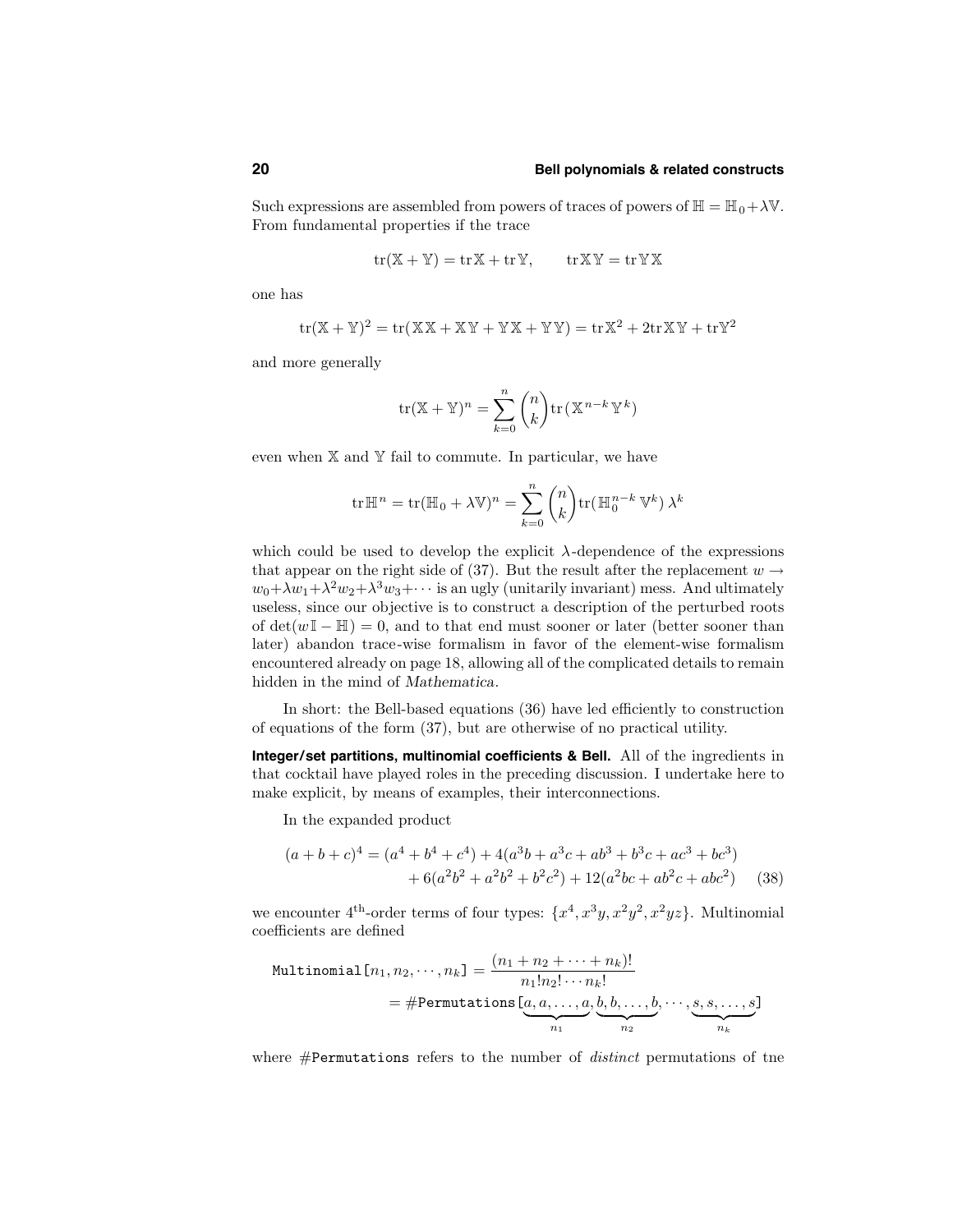Such expressions are assembled from powers of traces of powers of $\mathbb{H} = \mathbb{H}_0 + \lambda\mathbb{V}$. From fundamental properties if the trace

$$\mathrm{tr}(\mathbb{X} + \mathbb{Y}) = \mathrm{tr}\,\mathbb{X} + \mathrm{tr}\,\mathbb{Y}, \qquad \mathrm{tr}\,\mathbb{X}\,\mathbb{Y} = \mathrm{tr}\,\mathbb{Y}\,\mathbb{X}$$

one has

$$\mathrm{tr}(\mathbb{X} + \mathbb{Y})^2 = \mathrm{tr}(\mathbb{X}\mathbb{X} + \mathbb{X}\,\mathbb{Y} + \mathbb{Y}\mathbb{X} + \mathbb{Y}\mathbb{Y}) = \mathrm{tr}\,\mathbb{X}^2 + 2\mathrm{tr}\,\mathbb{X}\,\mathbb{Y} + \mathrm{tr}\mathbb{Y}^2$$

and more generally

$$\mathrm{tr}(\mathbb{X} + \mathbb{Y})^n = \sum_{k=0}^{n} \binom{n}{k} \mathrm{tr}\,(\mathbb{X}^{n-k}\,\mathbb{Y}^k)$$

even when $\mathbb{X}$ and $\mathbb{Y}$ fail to commute. In particular, we have

$$\mathrm{tr}\,\mathbb{H}^n = \mathrm{tr}(\mathbb{H}_0 + \lambda\mathbb{V})^n = \sum_{k=0}^{n} \binom{n}{k} \mathrm{tr}(\mathbb{H}_0^{n-k}\,\mathbb{V}^k)\,\lambda^k$$

which could be used to develop the explicit $\lambda$-dependence of the expressions that appear on the right side of (37). But the result after the replacement $w \to w_0 + \lambda w_1 + \lambda^2 w_2 + \lambda^3 w_3 + \cdots$ is an ugly (unitarily invariant) mess. And ultimately useless, since our objective is to construct a description of the perturbed roots of $\det(w\mathbb{I} - \mathbb{H}) = 0$, and to that end must sooner or later (better sooner than later) abandon trace-wise formalism in favor of the element-wise formalism encountered already on page 18, allowing all of the complicated details to remain hidden in the mind of *Mathematica*.

In short: the Bell-based equations (36) have led efficiently to construction of equations of the form (37), but are otherwise of no practical utility.

**Integer/set partitions, multinomial coefficients & Bell.** All of the ingredients in that cocktail have played roles in the preceding discussion. I undertake here to make explicit, by means of examples, their interconnections.

In the expanded product

$$\begin{aligned}(a+b+c)^4 = (a^4 + b^4 + c^4) &+ 4(a^3b + a^3c + ab^3 + b^3c + ac^3 + bc^3)\\ &+ 6(a^2b^2 + a^2b^2 + b^2c^2) + 12(a^2bc + ab^2c + abc^2)\end{aligned} \tag{38}$$

we encounter 4th-order terms of four types: $\{x^4, x^3y, x^2y^2, x^2yz\}$. Multinomial coefficients are defined

$$\begin{aligned}\texttt{Multinomial}[n_1, n_2, \cdots, n_k] &= \frac{(n_1 + n_2 + \cdots + n_k)!}{n_1!n_2!\cdots n_k!}\\ &= \#\texttt{Permutations}[\underbrace{a, a, \ldots, a}_{n_1}, \underbrace{b, b, \ldots, b}_{n_2}, \cdots, \underbrace{s, s, \ldots, s}_{n_k}]\end{aligned}$$

where #`Permutations` refers to the number of *distinct* permutations of tne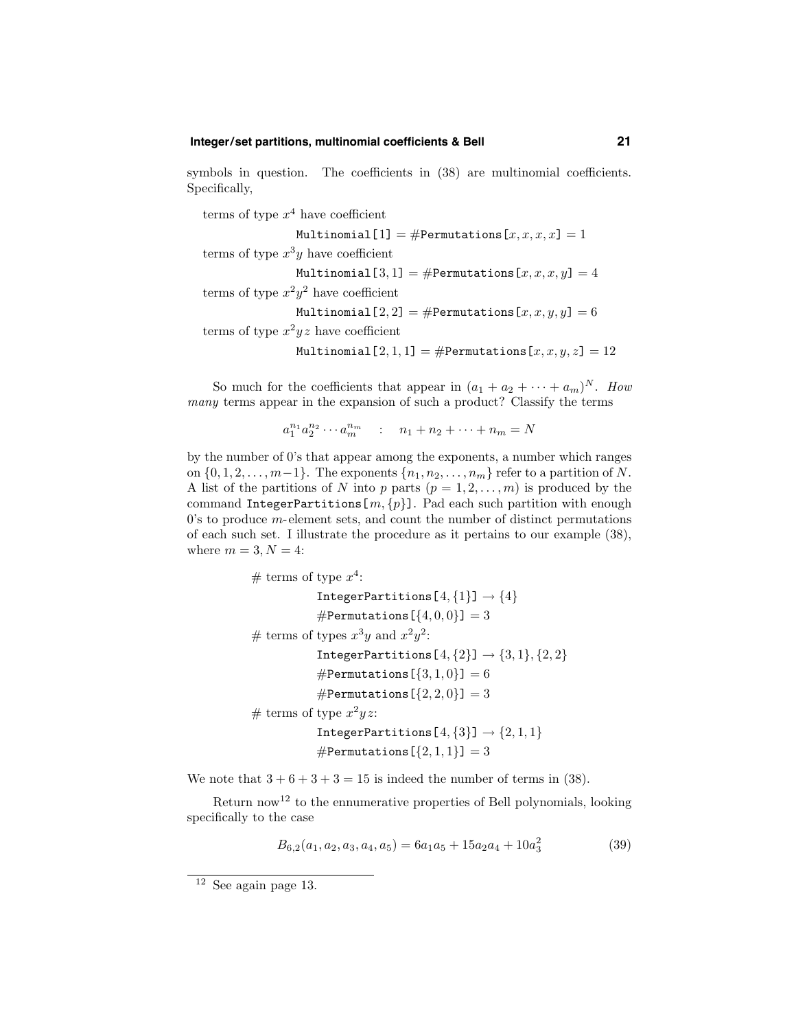symbols in question. The coefficients in (38) are multinomial coefficients. Specifically,

terms of type $x^4$ have coefficient

$$\texttt{Multinomial[1]} = \#\texttt{Permutations}[x,x,x,x] = 1$$

terms of type $x^3y$ have coefficient

$$\texttt{Multinomial[3,1]} = \#\texttt{Permutations}[x,x,x,y] = 4$$

terms of type $x^2y^2$ have coefficient

$$\texttt{Multinomial[2,2]} = \#\texttt{Permutations}[x,x,y,y] = 6$$

terms of type $x^2yz$ have coefficient

$$\texttt{Multinomial[2,1,1]} = \#\texttt{Permutations}[x,x,y,z] = 12$$

So much for the coefficients that appear in $(a_1 + a_2 + \cdots + a_m)^N$. *How many* terms appear in the expansion of such a product? Classify the terms

$$a_1^{n_1}a_2^{n_2}\cdots a_m^{n_m} \quad : \quad n_1 + n_2 + \cdots + n_m = N$$

by the number of 0's that appear among the exponents, a number which ranges on $\{0, 1, 2, \ldots, m-1\}$. The exponents $\{n_1, n_2, \ldots, n_m\}$ refer to a partition of $N$. A list of the partitions of $N$ into $p$ parts $(p = 1, 2, \ldots, m)$ is produced by the command `IntegerPartitions[`$m, \{p\}$`]`. Pad each such partition with enough 0's to produce $m$-element sets, and count the number of distinct permutations of each such set. I illustrate the procedure as it pertains to our example (38), where $m = 3, N = 4$:

# terms of type $x^4$:

$$\texttt{IntegerPartitions}[4,\{1\}] \rightarrow \{4\}$$

$$\#\texttt{Permutations}[\{4,0,0\}] = 3$$

# terms of types $x^3y$ and $x^2y^2$:

$$\texttt{IntegerPartitions}[4,\{2\}] \rightarrow \{3,1\},\{2,2\}$$

$$\#\texttt{Permutations}[\{3,1,0\}] = 6$$

$$\#\texttt{Permutations}[\{2,2,0\}] = 3$$

# terms of type $x^2yz$:

$$\texttt{IntegerPartitions}[4,\{3\}] \rightarrow \{2,1,1\}$$

$$\#\texttt{Permutations}[\{2,1,1\}] = 3$$

We note that $3 + 6 + 3 + 3 = 15$ is indeed the number of terms in (38).

Return now[12] to the ennumerative properties of Bell polynomials, looking specifically to the case

$$B_{6,2}(a_1, a_2, a_3, a_4, a_5) = 6a_1a_5 + 15a_2a_4 + 10a_3^2 \tag{39}$$

[12] See again page 13.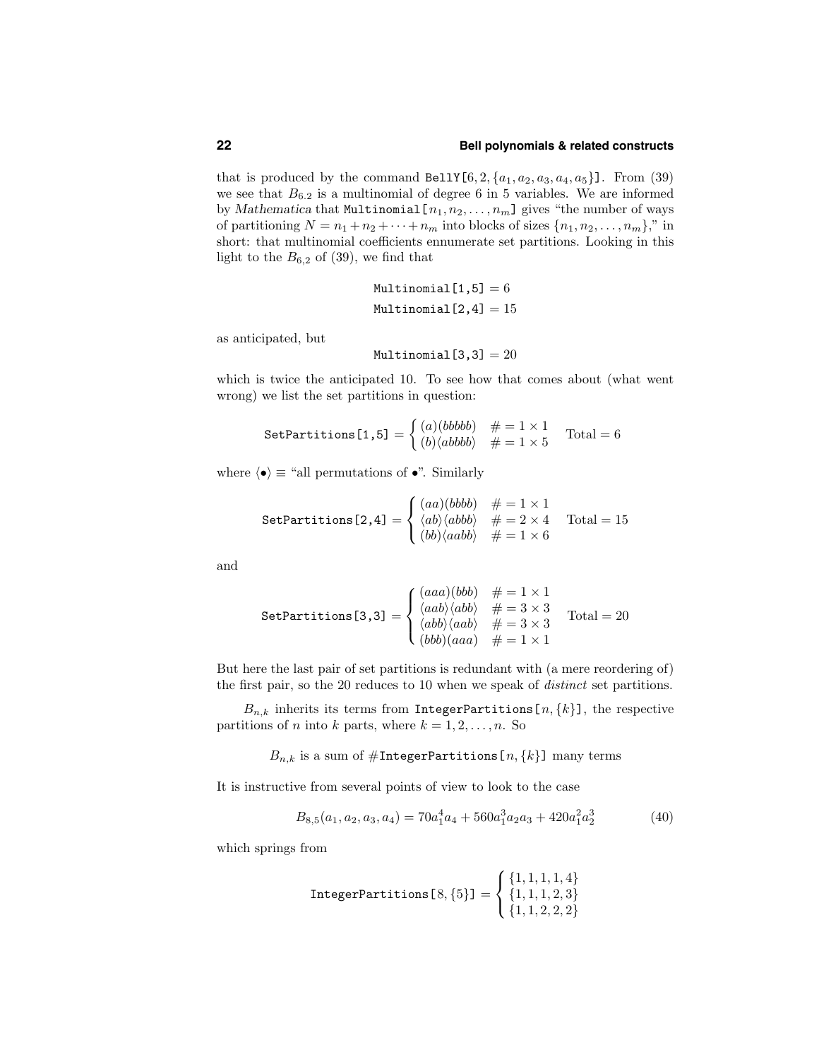that is produced by the command `BellY[6,2,{a_1,a_2,a_3,a_4,a_5}]`. From (39) we see that $B_{6.2}$ is a multinomial of degree 6 in 5 variables. We are informed by *Mathematica* that `Multinomial[n_1,n_2,...,n_m]` gives "the number of ways of partitioning $N = n_1 + n_2 + \cdots + n_m$ into blocks of sizes $\{n_1, n_2, \ldots, n_m\}$," in short: that multinomial coefficients ennumerate set partitions. Looking in this light to the $B_{6,2}$ of (39), we find that

$$\texttt{Multinomial[1,5]} = 6$$
$$\texttt{Multinomial[2,4]} = 15$$

as anticipated, but

$$\texttt{Multinomial[3,3]} = 20$$

which is twice the anticipated 10. To see how that comes about (what went wrong) we list the set partitions in question:

$$\texttt{SetPartitions[1,5]} = \begin{cases} (a)(bbbbb) & \# = 1 \times 1 \\ (b)\langle abbbb\rangle & \# = 1 \times 5 \end{cases} \quad \text{Total} = 6$$

where $\langle\bullet\rangle \equiv$ "all permutations of $\bullet$". Similarly

$$\texttt{SetPartitions[2,4]} = \begin{cases} (aa)(bbbb) & \# = 1 \times 1 \\ \langle ab\rangle\langle abbb\rangle & \# = 2 \times 4 \\ (bb)\langle aabb\rangle & \# = 1 \times 6 \end{cases} \quad \text{Total} = 15$$

and

$$\texttt{SetPartitions[3,3]} = \begin{cases} (aaa)(bbb) & \# = 1 \times 1 \\ \langle aab\rangle\langle abb\rangle & \# = 3 \times 3 \\ \langle abb\rangle\langle aab\rangle & \# = 3 \times 3 \\ (bbb)(aaa) & \# = 1 \times 1 \end{cases} \quad \text{Total} = 20$$

But here the last pair of set partitions is redundant with (a mere reordering of) the first pair, so the 20 reduces to 10 when we speak of *distinct* set partitions.

$B_{n,k}$ inherits its terms from `IntegerPartitions[n,{k}]`, the respective partitions of $n$ into $k$ parts, where $k = 1, 2, \ldots, n$. So

$$B_{n,k} \text{ is a sum of } \#\texttt{IntegerPartitions[}n,\{k\}\texttt{]} \text{ many terms}$$

It is instructive from several points of view to look to the case

$$B_{8,5}(a_1, a_2, a_3, a_4) = 70a_1^4 a_4 + 560a_1^3 a_2 a_3 + 420a_1^2 a_2^3 \tag{40}$$

which springs from

$$\texttt{IntegerPartitions[}8,\{5\}\texttt{]} = \begin{cases} \{1,1,1,1,4\} \\ \{1,1,1,2,3\} \\ \{1,1,2,2,2\} \end{cases}$$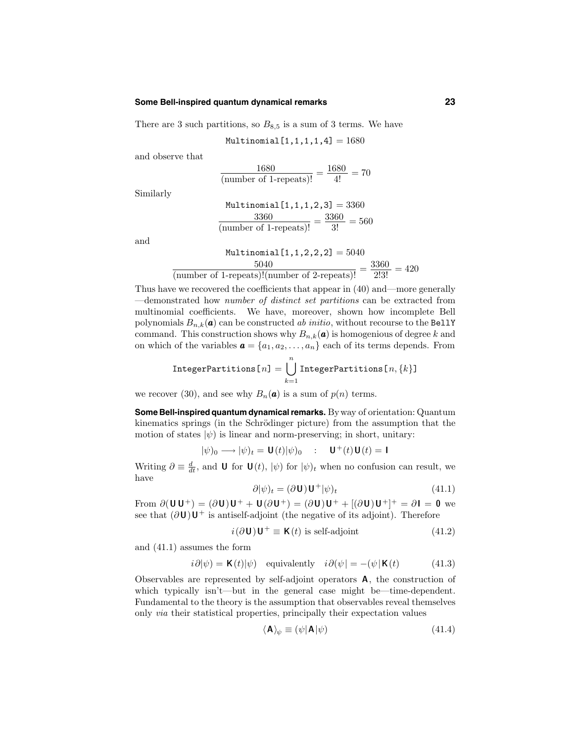There are 3 such partitions, so $B_{8,5}$ is a sum of 3 terms. We have

$$\texttt{Multinomial[1,1,1,1,4]} = 1680$$

and observe that

$$\frac{1680}{(\text{number of 1-repeats})!} = \frac{1680}{4!} = 70$$

Similarly

$$\texttt{Multinomial[1,1,1,2,3]} = 3360$$
$$\frac{3360}{(\text{number of 1-repeats})!} = \frac{3360}{3!} = 560$$

and

$$\texttt{Multinomial[1,1,2,2,2]} = 5040$$
$$\frac{5040}{(\text{number of 1-repeats})!(\text{number of 2-repeats})!} = \frac{3360}{2!3!} = 420$$

Thus have we recovered the coefficients that appear in (40) and—more generally—demonstrated how *number of distinct set partitions* can be extracted from multinomial coefficients. We have, moreover, shown how incomplete Bell polynomials $B_{n,k}(\boldsymbol{a})$ can be constructed *ab initio*, without recourse to the `BellY` command. This construction shows why $B_{n,k}(\boldsymbol{a})$ is homogenious of degree $k$ and on which of the variables $\boldsymbol{a} = \{a_1, a_2, \dots, a_n\}$ each of its terms depends. From

$$\texttt{IntegerPartitions}[n] = \bigcup_{k=1}^{n} \texttt{IntegerPartitions}[n, \{k\}]$$

we recover (30), and see why $B_n(\boldsymbol{a})$ is a sum of $p(n)$ terms.

**Some Bell-inspired quantum dynamical remarks.** By way of orientation: Quantum kinematics springs (in the Schrödinger picture) from the assumption that the motion of states $|\psi)$ is linear and norm-preserving; in short, unitary:

$$|\psi)_0 \longrightarrow |\psi)_t = \mathbf{U}(t)|\psi)_0 \quad : \quad \mathbf{U}^+(t)\,\mathbf{U}(t) = \mathbf{I}$$

Writing $\partial \equiv \frac{d}{dt}$, and $\mathbf{U}$ for $\mathbf{U}(t)$, $|\psi)$ for $|\psi)_t$ when no confusion can result, we have

$$\partial|\psi)_t = (\partial \mathbf{U})\,\mathbf{U}^+|\psi)_t \tag{41.1}$$

From $\partial(\mathbf{U}\,\mathbf{U}^+) = (\partial\mathbf{U})\,\mathbf{U}^+ + \mathbf{U}\,(\partial\mathbf{U}^+) = (\partial\mathbf{U})\,\mathbf{U}^+ + [(\partial\mathbf{U})\,\mathbf{U}^+]^+ = \partial\mathbf{I} = \mathbf{0}$ we see that $(\partial\mathbf{U})\,\mathbf{U}^+$ is antiself-adjoint (the negative of its adjoint). Therefore

$$i(\partial\mathbf{U})\,\mathbf{U}^+ \equiv \mathbf{K}(t) \text{ is self-adjoint} \tag{41.2}$$

and (41.1) assumes the form

$$i\partial|\psi) = \mathbf{K}(t)|\psi) \quad \text{equivalently} \quad i\partial(\psi| = -(\psi|\,\mathbf{K}(t) \tag{41.3}$$

Observables are represented by self-adjoint operators $\mathbf{A}$, the construction of which typically isn't—but in the general case might be—time-dependent. Fundamental to the theory is the assumption that observables reveal themselves only *via* their statistical properties, principally their expectation values

$$\langle \mathbf{A} \rangle_\psi \equiv (\psi|\,\mathbf{A}\,|\psi) \tag{41.4}$$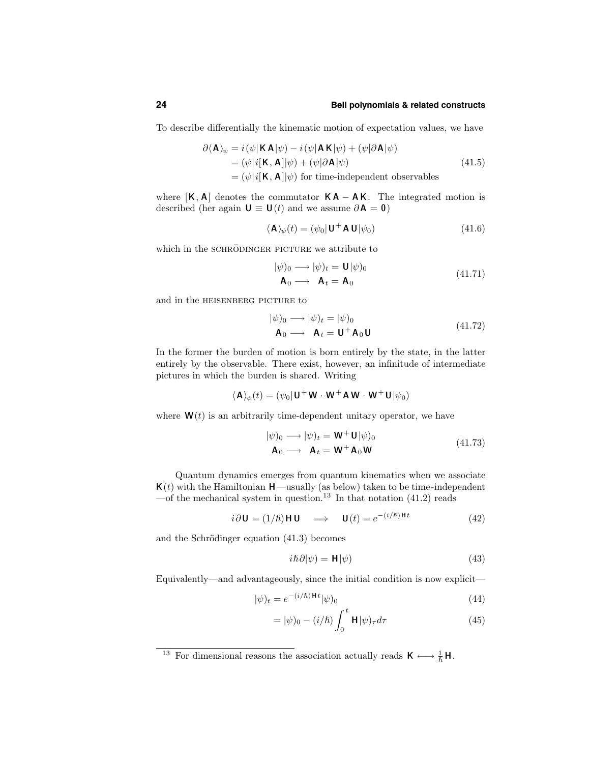To describe differentially the kinematic motion of expectation values, we have

$$
\begin{aligned}
\partial\langle \mathbf{A}\rangle_\psi &= i(\psi|\mathbf{K}\,\mathbf{A}|\psi) - i(\psi|\mathbf{A}\,\mathbf{K}|\psi) + (\psi|\partial\mathbf{A}|\psi)\\
&= (\psi|i[\mathbf{K},\mathbf{A}]|\psi) + (\psi|\partial\mathbf{A}|\psi)\\
&= (\psi|i[\mathbf{K},\mathbf{A}]|\psi) \text{ for time-independent observables}
\end{aligned}
\tag{41.5}
$$

where $[\mathbf{K},\mathbf{A}]$ denotes the commutator $\mathbf{K}\,\mathbf{A} - \mathbf{A}\,\mathbf{K}$. The integrated motion is described (her again $\mathbf{U} \equiv \mathbf{U}(t)$ and we assume $\partial\mathbf{A} = \mathbf{0}$)

$$
\langle \mathbf{A}\rangle_\psi(t) = (\psi_0|\mathbf{U}^+\mathbf{A}\,\mathbf{U}|\psi_0) \tag{41.6}
$$

which in the SCHRÖDINGER PICTURE we attribute to

$$
\begin{aligned}
|\psi)_0 &\longrightarrow |\psi)_t = \mathbf{U}|\psi)_0\\
\mathbf{A}_0 &\longrightarrow \ \ \mathbf{A}_t = \mathbf{A}_0
\end{aligned}
\tag{41.71}
$$

and in the HEISENBERG PICTURE to

$$
\begin{aligned}
|\psi)_0 &\longrightarrow |\psi)_t = |\psi)_0\\
\mathbf{A}_0 &\longrightarrow \ \ \mathbf{A}_t = \mathbf{U}^+\mathbf{A}_0\,\mathbf{U}
\end{aligned}
\tag{41.72}
$$

In the former the burden of motion is born entirely by the state, in the latter entirely by the observable. There exist, however, an infinitude of intermediate pictures in which the burden is shared. Writing

$$
\langle \mathbf{A}\rangle_\psi(t) = (\psi_0|\mathbf{U}^+\mathbf{W}\cdot\mathbf{W}^+\mathbf{A}\,\mathbf{W}\cdot\mathbf{W}^+\mathbf{U}|\psi_0)
$$

where $\mathbf{W}(t)$ is an arbitrarily time-dependent unitary operator, we have

$$
\begin{aligned}
|\psi)_0 &\longrightarrow |\psi)_t = \mathbf{W}^+\mathbf{U}|\psi)_0\\
\mathbf{A}_0 &\longrightarrow \ \ \mathbf{A}_t = \mathbf{W}^+\mathbf{A}_0\,\mathbf{W}
\end{aligned}
\tag{41.73}
$$

Quantum dynamics emerges from quantum kinematics when we associate $\mathbf{K}(t)$ with the Hamiltonian $\mathbf{H}$—usually (as below) taken to be time-independent—of the mechanical system in question.[13] In that notation (41.2) reads

$$
i\partial\mathbf{U} = (1/\hbar)\mathbf{H}\,\mathbf{U} \quad\Longrightarrow\quad \mathbf{U}(t) = e^{-(i/\hbar)\mathbf{H}t} \tag{42}
$$

and the Schrödinger equation (41.3) becomes

$$
i\hbar\partial|\psi) = \mathbf{H}|\psi) \tag{43}
$$

Equivalently—and advantageously, since the initial condition is now explicit—

$$
|\psi)_t = e^{-(i/\hbar)\mathbf{H}t}|\psi)_0 \tag{44}
$$

$$
= |\psi)_0 - (i/\hbar)\int_0^t \mathbf{H}|\psi)_\tau d\tau \tag{45}
$$

[13] For dimensional reasons the association actually reads $\mathbf{K} \longleftrightarrow \frac{1}{\hbar}\mathbf{H}$.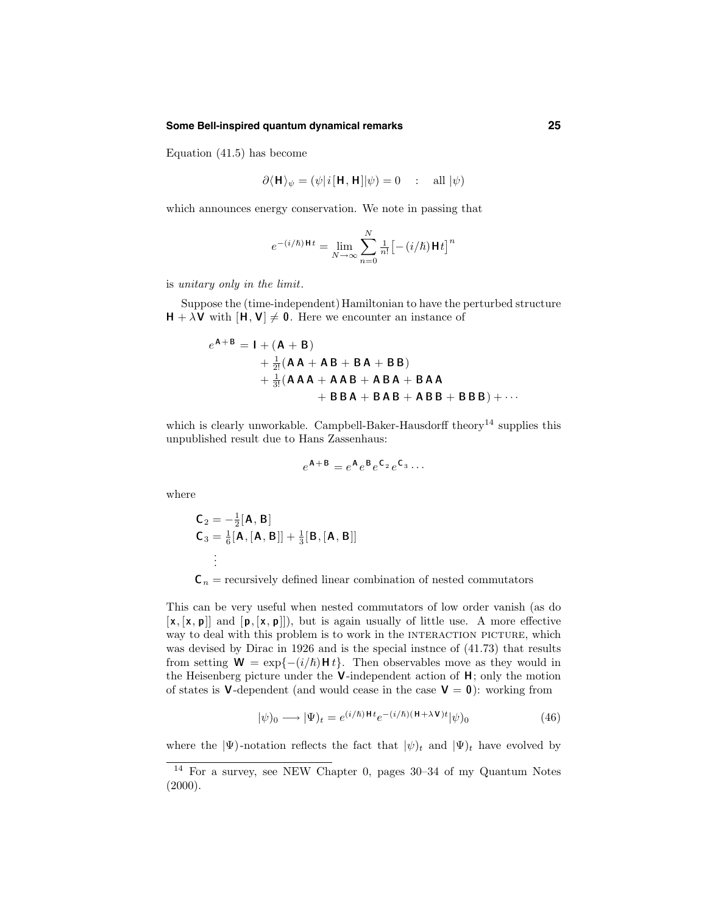Equation (41.5) has become

$$\partial \langle \mathsf{H} \rangle_\psi = (\psi | \, i [\mathsf{H}, \mathsf{H}] |\psi) = 0 \quad : \quad \text{all } |\psi)$$

which announces energy conservation. We note in passing that

$$e^{-(i/\hbar)\mathsf{H}\,t} = \lim_{N\to\infty} \sum_{n=0}^{N} \tfrac{1}{n!}\big[-(i/\hbar)\mathsf{H}\,t\big]^n$$

is *unitary only in the limit*.

Suppose the (time-independent) Hamiltonian to have the perturbed structure $\mathsf{H} + \lambda\mathsf{V}$ with $[\mathsf{H}, \mathsf{V}] \neq \mathbf{0}$. Here we encounter an instance of

$$\begin{aligned} e^{\mathsf{A}+\mathsf{B}} = \mathsf{I} &+ (\mathsf{A} + \mathsf{B}) \\ &+ \tfrac{1}{2!}(\mathsf{A}\,\mathsf{A} + \mathsf{A}\,\mathsf{B} + \mathsf{B}\,\mathsf{A} + \mathsf{B}\,\mathsf{B}) \\ &+ \tfrac{1}{3!}(\mathsf{A}\,\mathsf{A}\,\mathsf{A} + \mathsf{A}\,\mathsf{A}\,\mathsf{B} + \mathsf{A}\,\mathsf{B}\,\mathsf{A} + \mathsf{B}\,\mathsf{A}\,\mathsf{A} \\ &\qquad + \mathsf{B}\,\mathsf{B}\,\mathsf{A} + \mathsf{B}\,\mathsf{A}\,\mathsf{B} + \mathsf{A}\,\mathsf{B}\,\mathsf{B} + \mathsf{B}\,\mathsf{B}\,\mathsf{B}) + \cdots \end{aligned}$$

which is clearly unworkable. Campbell-Baker-Hausdorff theory[14] supplies this unpublished result due to Hans Zassenhaus:

$$e^{\mathsf{A}+\mathsf{B}} = e^{\mathsf{A}} e^{\mathsf{B}} e^{\mathsf{C}_2} e^{\mathsf{C}_3} \cdots$$

where

$$\begin{aligned} \mathsf{C}_2 &= -\tfrac{1}{2}[\mathsf{A}, \mathsf{B}] \\ \mathsf{C}_3 &= \tfrac{1}{6}[\mathsf{A}, [\mathsf{A}, \mathsf{B}]] + \tfrac{1}{3}[\mathsf{B}, [\mathsf{A}, \mathsf{B}]] \\ &\;\vdots \\ \mathsf{C}_n &= \text{recursively defined linear combination of nested commutators} \end{aligned}$$

This can be very useful when nested commutators of low order vanish (as do $[\mathsf{x}, [\mathsf{x}, \mathsf{p}]]$ and $[\mathsf{p}, [\mathsf{x}, \mathsf{p}]]$), but is again usually of little use. A more effective way to deal with this problem is to work in the INTERACTION PICTURE, which was devised by Dirac in 1926 and is the special instnce of (41.73) that results from setting $\mathsf{W} = \exp\{-(i/\hbar)\mathsf{H}\,t\}$. Then observables move as they would in the Heisenberg picture under the $\mathsf{V}$-independent action of $\mathsf{H}$; only the motion of states is $\mathsf{V}$-dependent (and would cease in the case $\mathsf{V} = \mathbf{0}$): working from

$$|\psi)_0 \longrightarrow |\Psi)_t = e^{(i/\hbar)\mathsf{H}\,t} e^{-(i/\hbar)(\mathsf{H}+\lambda\mathsf{V})t} |\psi)_0 \tag{46}$$

where the $|\Psi)$-notation reflects the fact that $|\psi)_t$ and $|\Psi)_t$ have evolved by

[14] For a survey, see NEW Chapter 0, pages 30–34 of my Quantum Notes (2000).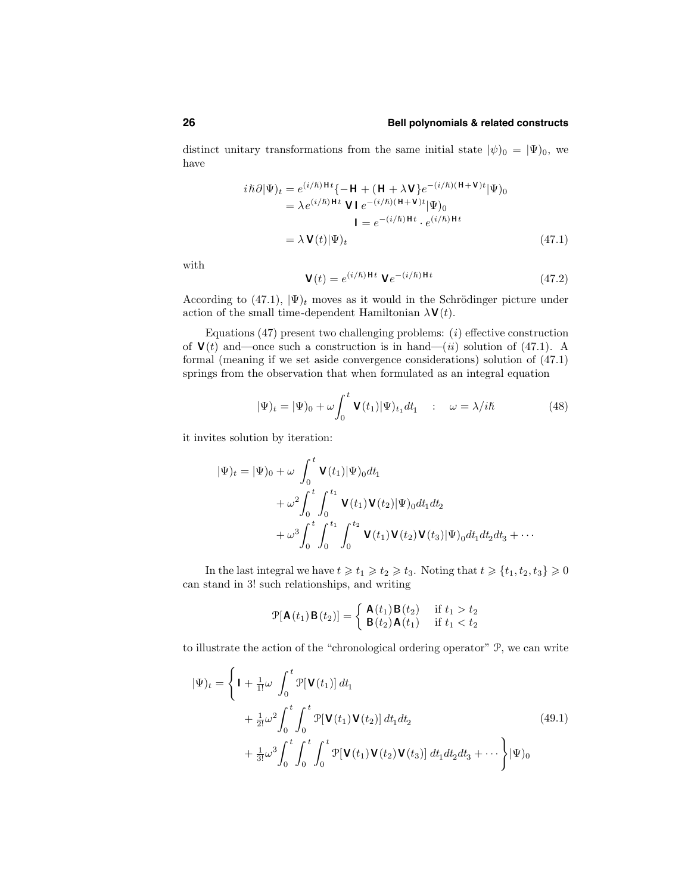distinct unitary transformations from the same initial state $|\psi)_0 = |\Psi)_0$, we have

$$
\begin{aligned}
i\hbar\partial|\Psi)_t &= e^{(i/\hbar)\mathbf{H}t}\{-\mathbf{H} + (\mathbf{H} + \lambda\mathbf{V}\}e^{-(i/\hbar)(\mathbf{H}+\mathbf{V})t}|\Psi)_0 \\
&= \lambda e^{(i/\hbar)\mathbf{H}t}\,\mathbf{V}\,\mathbf{I}\,e^{-(i/\hbar)(\mathbf{H}+\mathbf{V})t}|\Psi)_0 \\
&\qquad\qquad \mathbf{I} = e^{-(i/\hbar)\mathbf{H}t}\cdot e^{(i/\hbar)\mathbf{H}t} \\
&= \lambda\,\mathbf{V}(t)|\Psi)_t
\end{aligned}
\tag{47.1}
$$

with

$$
\mathbf{V}(t) = e^{(i/\hbar)\mathbf{H}t}\,\mathbf{V}e^{-(i/\hbar)\mathbf{H}t} \tag{47.2}
$$

According to (47.1), $|\Psi)_t$ moves as it would in the Schrödinger picture under action of the small time-dependent Hamiltonian $\lambda\mathbf{V}(t)$.

Equations (47) present two challenging problems: ($i$) effective construction of $\mathbf{V}(t)$ and—once such a construction is in hand—($ii$) solution of (47.1). A formal (meaning if we set aside convergence considerations) solution of (47.1) springs from the observation that when formulated as an integral equation

$$
|\Psi)_t = |\Psi)_0 + \omega\int_0^t \mathbf{V}(t_1)|\Psi)_{t_1}dt_1 \quad : \quad \omega = \lambda/i\hbar \tag{48}
$$

it invites solution by iteration:

$$
\begin{aligned}
|\Psi)_t = |\Psi)_0 &+ \omega\int_0^t \mathbf{V}(t_1)|\Psi)_0 dt_1 \\
&+ \omega^2\int_0^t\int_0^{t_1} \mathbf{V}(t_1)\mathbf{V}(t_2)|\Psi)_0 dt_1 dt_2 \\
&+ \omega^3\int_0^t\int_0^{t_1}\int_0^{t_2} \mathbf{V}(t_1)\mathbf{V}(t_2)\mathbf{V}(t_3)|\Psi)_0 dt_1 dt_2 dt_3 + \cdots
\end{aligned}
$$

In the last integral we have $t \geqslant t_1 \geqslant t_2 \geqslant t_3$. Noting that $t \geqslant \{t_1, t_2, t_3\} \geqslant 0$ can stand in 3! such relationships, and writing

$$
\mathcal{P}[\mathbf{A}(t_1)\mathbf{B}(t_2)] = \begin{cases} \mathbf{A}(t_1)\mathbf{B}(t_2) & \text{if } t_1 > t_2 \\ \mathbf{B}(t_2)\mathbf{A}(t_1) & \text{if } t_1 < t_2 \end{cases}
$$

to illustrate the action of the "chronological ordering operator" $\mathcal{P}$, we can write

$$
\begin{aligned}
|\Psi)_t = \Bigg\{ \mathbf{I} &+ \tfrac{1}{1!}\omega\int_0^t \mathcal{P}[\mathbf{V}(t_1)]\,dt_1 \\
&+ \tfrac{1}{2!}\omega^2\int_0^t\int_0^t \mathcal{P}[\mathbf{V}(t_1)\mathbf{V}(t_2)]\,dt_1 dt_2 \\
&+ \tfrac{1}{3!}\omega^3\int_0^t\int_0^t\int_0^t \mathcal{P}[\mathbf{V}(t_1)\mathbf{V}(t_2)\mathbf{V}(t_3)]\,dt_1 dt_2 dt_3 + \cdots \Bigg\}|\Psi)_0
\end{aligned}
\tag{49.1}
$$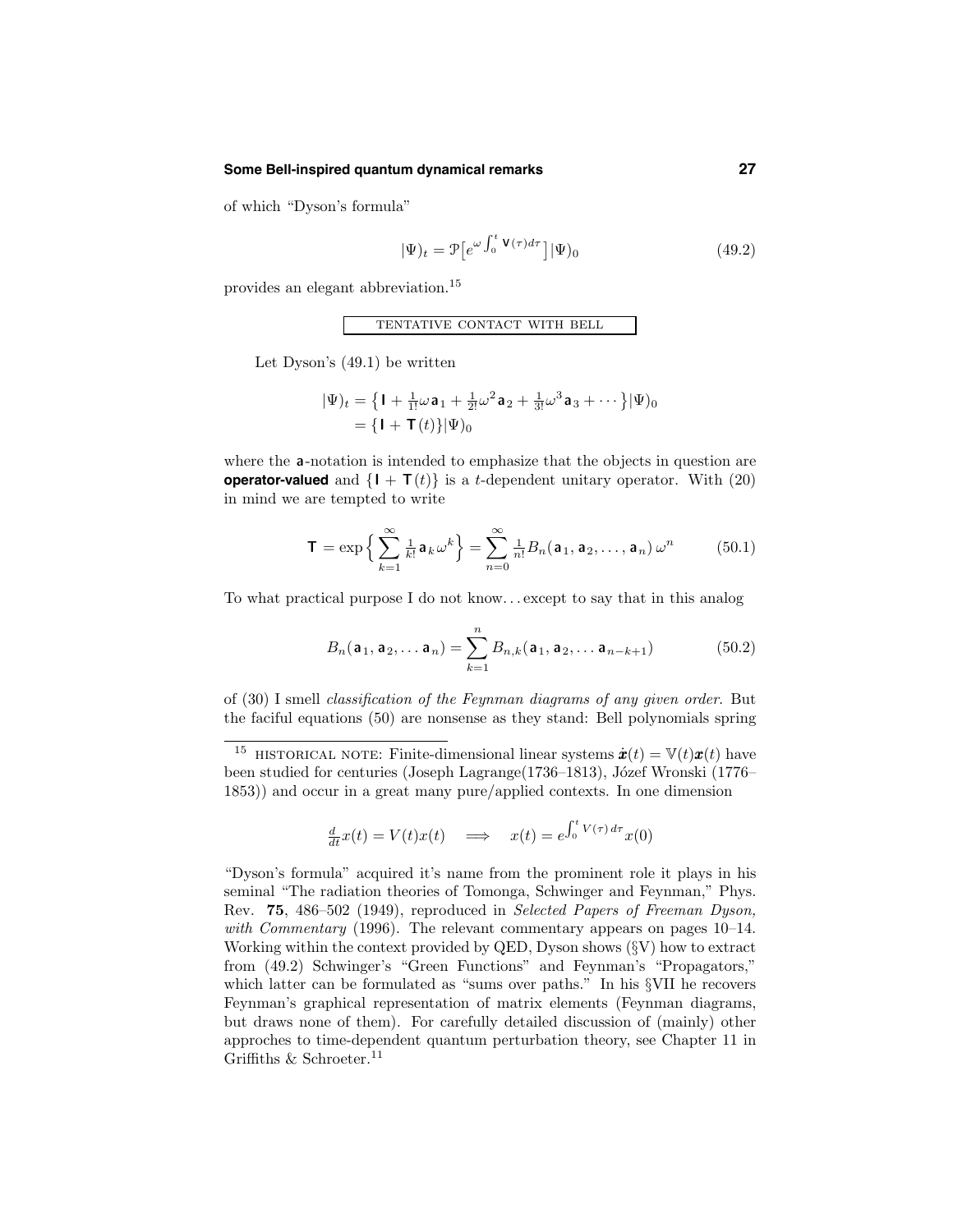of which "Dyson's formula"

$$|\Psi)_t = \mathcal{P}\big[e^{\omega\int_0^t \mathsf{V}(\tau)d\tau}\big]|\Psi)_0 \tag{49.2}$$

provides an elegant abbreviation.[15]

### TENTATIVE CONTACT WITH BELL

Let Dyson's (49.1) be written

$$\begin{aligned}|\Psi)_t &= \big\{\mathsf{I} + \tfrac{1}{1!}\omega\,\mathsf{a}_1 + \tfrac{1}{2!}\omega^2\,\mathsf{a}_2 + \tfrac{1}{3!}\omega^3\,\mathsf{a}_3 + \cdots\big\}|\Psi)_0\\ &= \{\mathsf{I} + \mathsf{T}(t)\}|\Psi)_0\end{aligned}$$

where the $\mathsf{a}$-notation is intended to emphasize that the objects in question are **operator-valued** and $\{\mathsf{I} + \mathsf{T}(t)\}$ is a $t$-dependent unitary operator. With (20) in mind we are tempted to write

$$\mathsf{T} = \exp\Big\{\sum_{k=1}^{\infty}\tfrac{1}{k!}\,\mathsf{a}_k\,\omega^k\Big\} = \sum_{n=0}^{\infty}\tfrac{1}{n!}B_n(\mathsf{a}_1,\mathsf{a}_2,\ldots,\mathsf{a}_n)\,\omega^n \tag{50.1}$$

To what practical purpose I do not know... except to say that in this analog

$$B_n(\mathsf{a}_1,\mathsf{a}_2,\ldots\mathsf{a}_n) = \sum_{k=1}^{n}B_{n,k}(\mathsf{a}_1,\mathsf{a}_2,\ldots\mathsf{a}_{n-k+1}) \tag{50.2}$$

of (30) I smell *classification of the Feynman diagrams of any given order.* But the faciful equations (50) are nonsense as they stand: Bell polynomials spring

---

[15] HISTORICAL NOTE: Finite-dimensional linear systems $\dot{\boldsymbol{x}}(t) = \mathbb{V}(t)\boldsymbol{x}(t)$ have been studied for centuries (Joseph Lagrange(1736–1813), Józef Wronski (1776–1853)) and occur in a great many pure/applied contexts. In one dimension

$$\tfrac{d}{dt}x(t) = V(t)x(t) \quad\Longrightarrow\quad x(t) = e^{\int_0^t V(\tau)\,d\tau}x(0)$$

"Dyson's formula" acquired it's name from the prominent role it plays in his seminal "The radiation theories of Tomonga, Schwinger and Feynman," Phys. Rev. **75**, 486–502 (1949), reproduced in *Selected Papers of Freeman Dyson, with Commentary* (1996). The relevant commentary appears on pages 10–14. Working within the context provided by QED, Dyson shows (§V) how to extract from (49.2) Schwinger's "Green Functions" and Feynman's "Propagators," which latter can be formulated as "sums over paths." In his §VII he recovers Feynman's graphical representation of matrix elements (Feynman diagrams, but draws none of them). For carefully detailed discussion of (mainly) other approches to time-dependent quantum perturbation theory, see Chapter 11 in Griffiths & Schroeter.[11]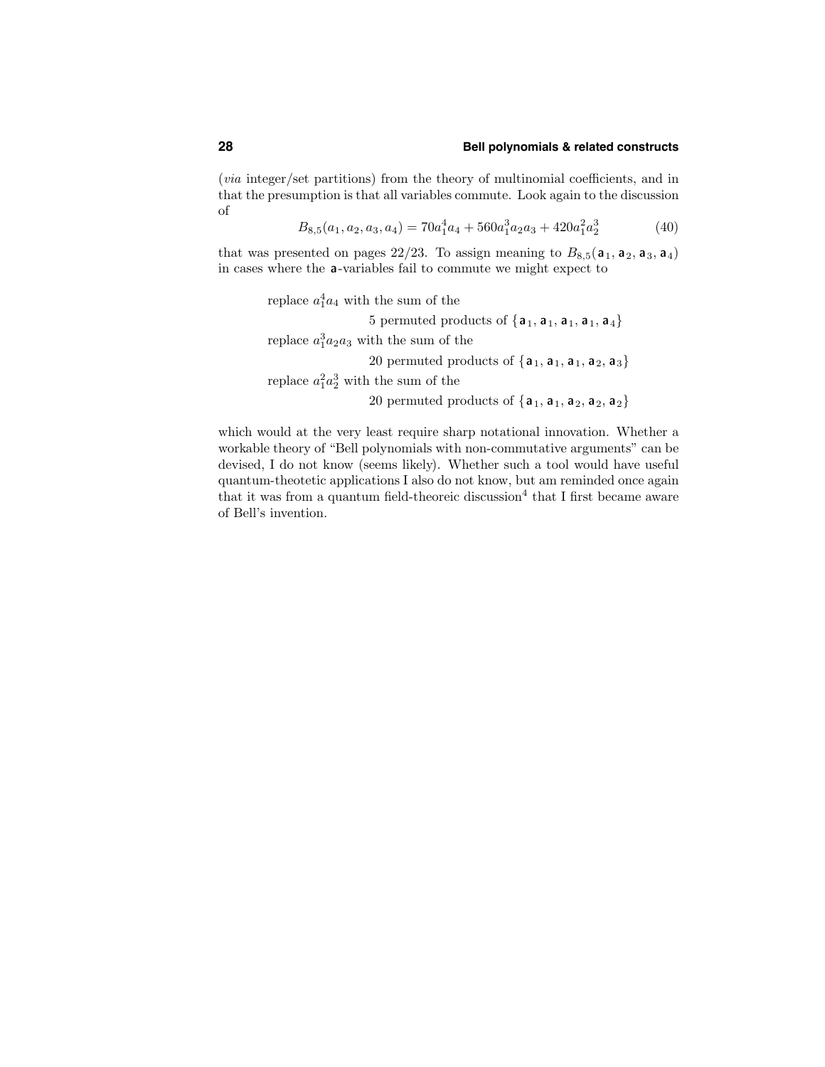(*via* integer/set partitions) from the theory of multinomial coefficients, and in that the presumption is that all variables commute. Look again to the discussion of

$$B_{8,5}(a_1, a_2, a_3, a_4) = 70a_1^4 a_4 + 560a_1^3 a_2 a_3 + 420a_1^2 a_2^3 \tag{40}$$

that was presented on pages 22/23. To assign meaning to $B_{8,5}(\mathsf{a}_1, \mathsf{a}_2, \mathsf{a}_3, \mathsf{a}_4)$ in cases where the $\mathsf{a}$-variables fail to commute we might expect to

replace $a_1^4 a_4$ with the sum of the
5 permuted products of $\{\mathsf{a}_1, \mathsf{a}_1, \mathsf{a}_1, \mathsf{a}_1, \mathsf{a}_4\}$
replace $a_1^3 a_2 a_3$ with the sum of the
20 permuted products of $\{\mathsf{a}_1, \mathsf{a}_1, \mathsf{a}_1, \mathsf{a}_2, \mathsf{a}_3\}$
replace $a_1^2 a_2^3$ with the sum of the
20 permuted products of $\{\mathsf{a}_1, \mathsf{a}_1, \mathsf{a}_2, \mathsf{a}_2, \mathsf{a}_2\}$

which would at the very least require sharp notational innovation. Whether a workable theory of "Bell polynomials with non-commutative arguments" can be devised, I do not know (seems likely). Whether such a tool would have useful quantum-theotetic applications I also do not know, but am reminded once again that it was from a quantum field-theoreic discussion[4] that I first became aware of Bell's invention.